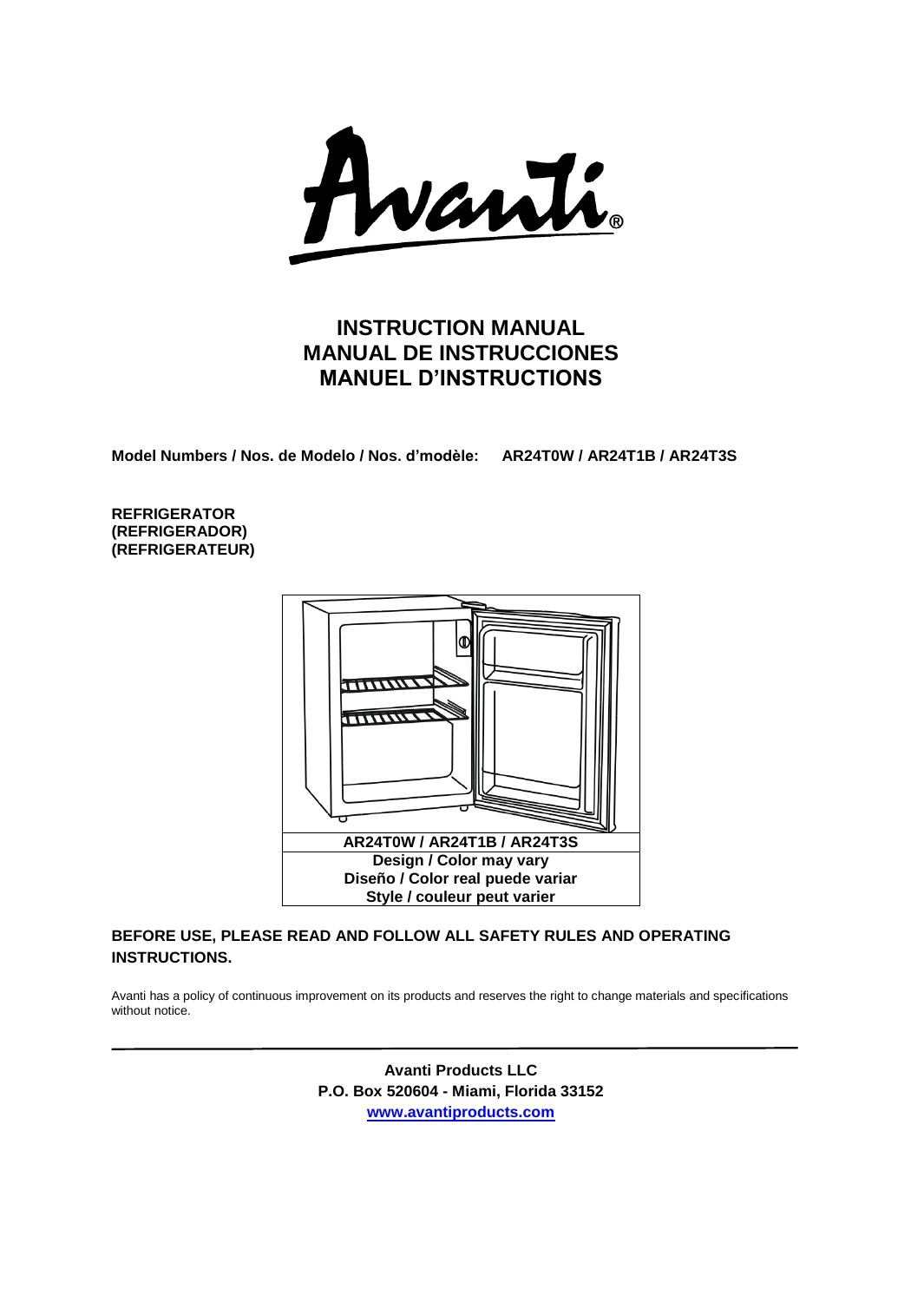Avanti®

# INSTRUCTION MANUAL
# MANUAL DE INSTRUCCIONES
# MANUEL D'INSTRUCTIONS

**Model Numbers / Nos. de Modelo / Nos. d'modèle: AR24T0W / AR24T1B / AR24T3S**

**REFRIGERATOR**
**(REFRIGERADOR)**
**(REFRIGERATEUR)**

**AR24T0W / AR24T1B / AR24T3S**
**Design / Color may vary**
**Diseño / Color real puede variar**
**Style / couleur peut varier**

**BEFORE USE, PLEASE READ AND FOLLOW ALL SAFETY RULES AND OPERATING INSTRUCTIONS.**

Avanti has a policy of continuous improvement on its products and reserves the right to change materials and specifications without notice.

**Avanti Products LLC**
**P.O. Box 520604 - Miami, Florida 33152**
**www.avantiproducts.com**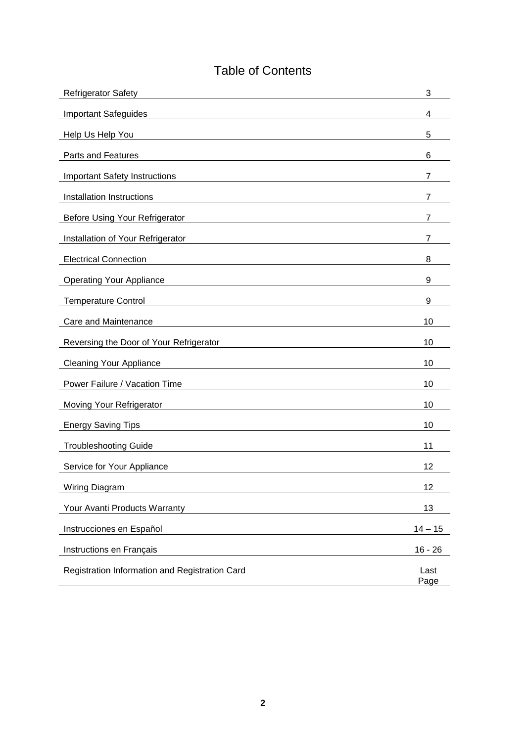# Table of Contents

| | |
|---|---|
| Refrigerator Safety | 3 |
| Important Safeguides | 4 |
| Help Us Help You | 5 |
| Parts and Features | 6 |
| Important Safety Instructions | 7 |
| Installation Instructions | 7 |
| Before Using Your Refrigerator | 7 |
| Installation of Your Refrigerator | 7 |
| Electrical Connection | 8 |
| Operating Your Appliance | 9 |
| Temperature Control | 9 |
| Care and Maintenance | 10 |
| Reversing the Door of Your Refrigerator | 10 |
| Cleaning Your Appliance | 10 |
| Power Failure / Vacation Time | 10 |
| Moving Your Refrigerator | 10 |
| Energy Saving Tips | 10 |
| Troubleshooting Guide | 11 |
| Service for Your Appliance | 12 |
| Wiring Diagram | 12 |
| Your Avanti Products Warranty | 13 |
| Instrucciones en Español | 14 – 15 |
| Instructions en Français | 16 - 26 |
| Registration Information and Registration Card | Last Page |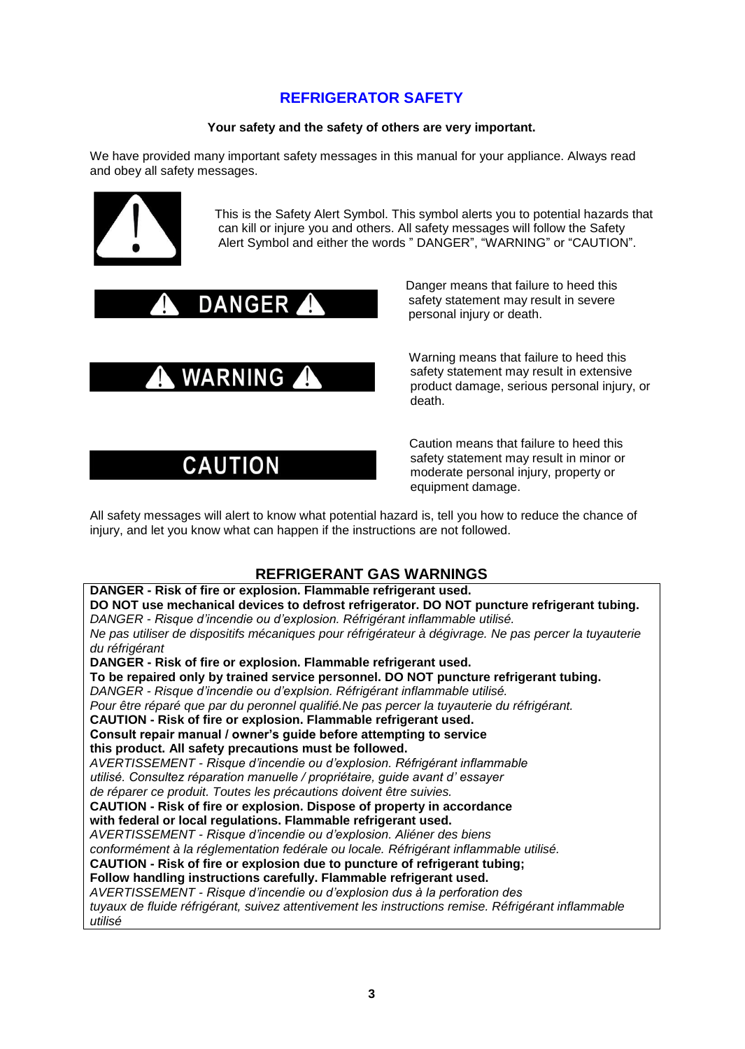# REFRIGERATOR SAFETY

**Your safety and the safety of others are very important.**

We have provided many important safety messages in this manual for your appliance. Always read and obey all safety messages.

This is the Safety Alert Symbol. This symbol alerts you to potential hazards that can kill or injure you and others. All safety messages will follow the Safety Alert Symbol and either the words " DANGER", "WARNING" or "CAUTION".

**DANGER** – Danger means that failure to heed this safety statement may result in severe personal injury or death.

**WARNING** – Warning means that failure to heed this safety statement may result in extensive product damage, serious personal injury, or death.

**CAUTION** – Caution means that failure to heed this safety statement may result in minor or moderate personal injury, property or equipment damage.

All safety messages will alert to know what potential hazard is, tell you how to reduce the chance of injury, and let you know what can happen if the instructions are not followed.

## REFRIGERANT GAS WARNINGS

**DANGER - Risk of fire or explosion. Flammable refrigerant used.**
**DO NOT use mechanical devices to defrost refrigerator. DO NOT puncture refrigerant tubing.**
*DANGER - Risque d'incendie ou d'explosion. Réfrigérant inflammable utilisé.*
*Ne pas utiliser de dispositifs mécaniques pour réfrigérateur à dégivrage. Ne pas percer la tuyauterie du réfrigérant*

**DANGER - Risk of fire or explosion. Flammable refrigerant used.**
**To be repaired only by trained service personnel. DO NOT puncture refrigerant tubing.**
*DANGER - Risque d'incendie ou d'explsion. Réfrigérant inflammable utilisé.*
*Pour être réparé que par du peronnel qualifié.Ne pas percer la tuyauterie du réfrigérant.*

**CAUTION - Risk of fire or explosion. Flammable refrigerant used.**
**Consult repair manual / owner's guide before attempting to service this product. All safety precautions must be followed.**
*AVERTISSEMENT - Risque d'incendie ou d'explosion. Réfrigérant inflammable utilisé. Consultez réparation manuelle / propriétaire, guide avant d' essayer de réparer ce produit. Toutes les précautions doivent être suivies.*

**CAUTION - Risk of fire or explosion. Dispose of property in accordance with federal or local regulations. Flammable refrigerant used.**
*AVERTISSEMENT - Risque d'incendie ou d'explosion. Aliéner des biens conformément à la réglementation fedérale ou locale. Réfrigérant inflammable utilisé.*

**CAUTION - Risk of fire or explosion due to puncture of refrigerant tubing; Follow handling instructions carefully. Flammable refrigerant used.**
*AVERTISSEMENT - Risque d'incendie ou d'explosion dus à la perforation des tuyaux de fluide réfrigérant, suivez attentivement les instructions remise. Réfrigérant inflammable utilisé*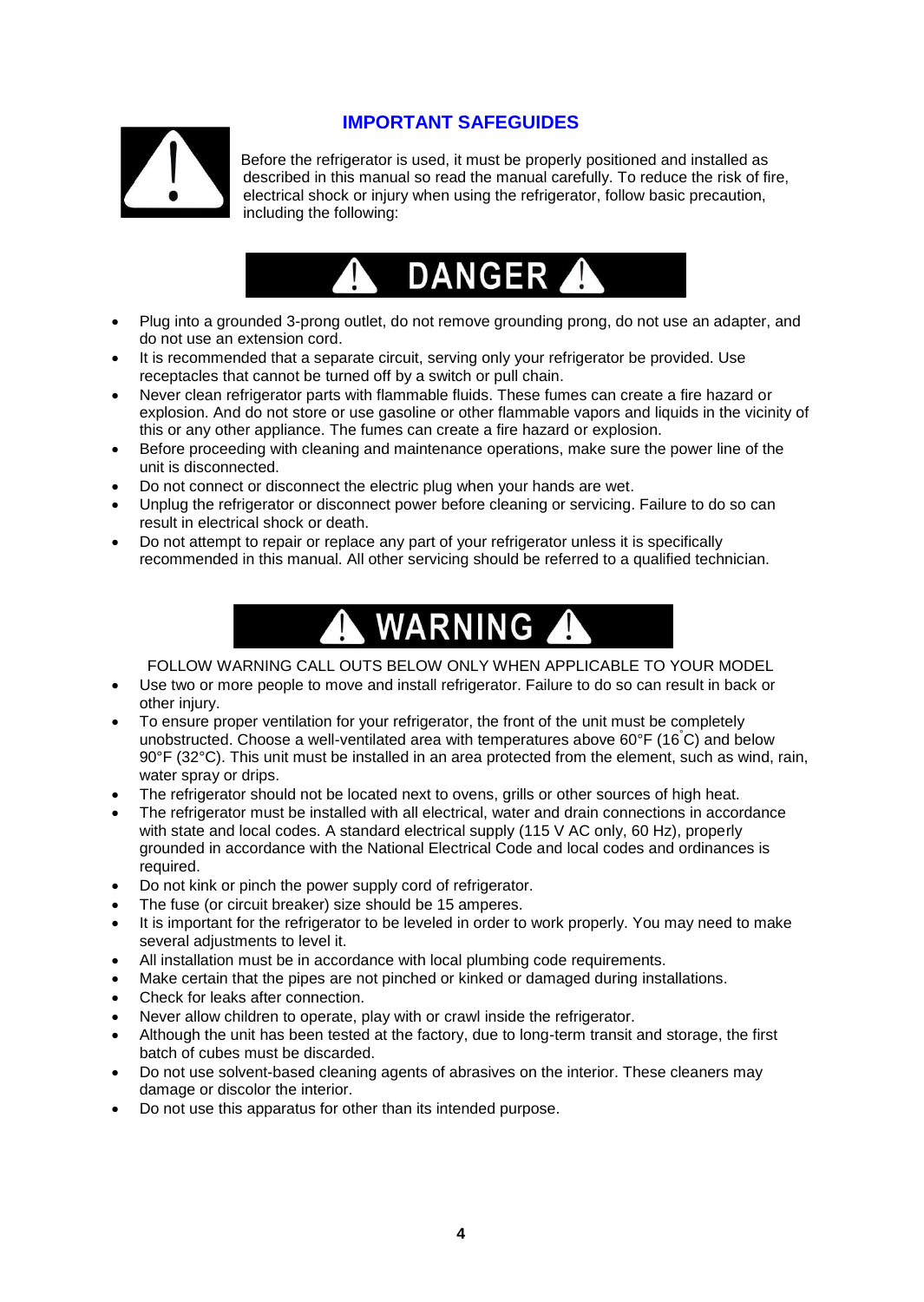## IMPORTANT SAFEGUIDES

Before the refrigerator is used, it must be properly positioned and installed as described in this manual so read the manual carefully. To reduce the risk of fire, electrical shock or injury when using the refrigerator, follow basic precaution, including the following:

### DANGER

- Plug into a grounded 3-prong outlet, do not remove grounding prong, do not use an adapter, and do not use an extension cord.
- It is recommended that a separate circuit, serving only your refrigerator be provided. Use receptacles that cannot be turned off by a switch or pull chain.
- Never clean refrigerator parts with flammable fluids. These fumes can create a fire hazard or explosion. And do not store or use gasoline or other flammable vapors and liquids in the vicinity of this or any other appliance. The fumes can create a fire hazard or explosion.
- Before proceeding with cleaning and maintenance operations, make sure the power line of the unit is disconnected.
- Do not connect or disconnect the electric plug when your hands are wet.
- Unplug the refrigerator or disconnect power before cleaning or servicing. Failure to do so can result in electrical shock or death.
- Do not attempt to repair or replace any part of your refrigerator unless it is specifically recommended in this manual. All other servicing should be referred to a qualified technician.

### WARNING

FOLLOW WARNING CALL OUTS BELOW ONLY WHEN APPLICABLE TO YOUR MODEL

- Use two or more people to move and install refrigerator. Failure to do so can result in back or other injury.
- To ensure proper ventilation for your refrigerator, the front of the unit must be completely unobstructed. Choose a well-ventilated area with temperatures above 60°F (16°C) and below 90°F (32°C). This unit must be installed in an area protected from the element, such as wind, rain, water spray or drips.
- The refrigerator should not be located next to ovens, grills or other sources of high heat.
- The refrigerator must be installed with all electrical, water and drain connections in accordance with state and local codes. A standard electrical supply (115 V AC only, 60 Hz), properly grounded in accordance with the National Electrical Code and local codes and ordinances is required.
- Do not kink or pinch the power supply cord of refrigerator.
- The fuse (or circuit breaker) size should be 15 amperes.
- It is important for the refrigerator to be leveled in order to work properly. You may need to make several adjustments to level it.
- All installation must be in accordance with local plumbing code requirements.
- Make certain that the pipes are not pinched or kinked or damaged during installations.
- Check for leaks after connection.
- Never allow children to operate, play with or crawl inside the refrigerator.
- Although the unit has been tested at the factory, due to long-term transit and storage, the first batch of cubes must be discarded.
- Do not use solvent-based cleaning agents of abrasives on the interior. These cleaners may damage or discolor the interior.
- Do not use this apparatus for other than its intended purpose.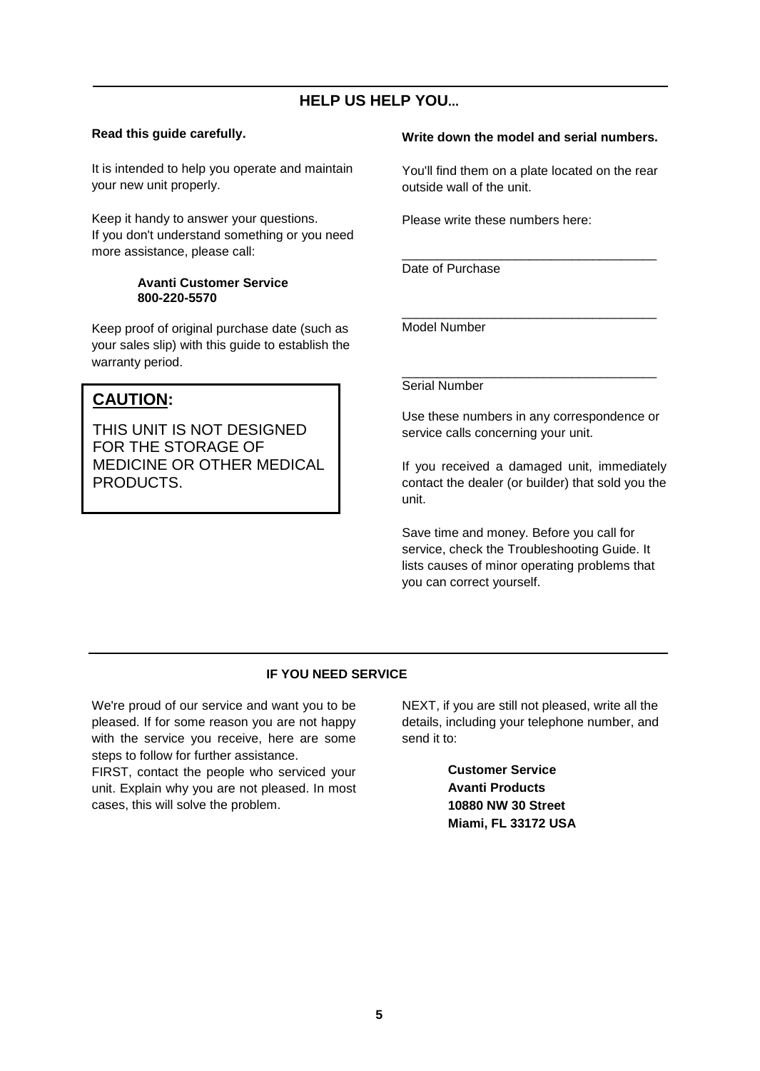## HELP US HELP YOU...

**Read this guide carefully.**

It is intended to help you operate and maintain your new unit properly.

Keep it handy to answer your questions.
If you don't understand something or you need more assistance, please call:

**Avanti Customer Service**
**800-220-5570**

Keep proof of original purchase date (such as your sales slip) with this guide to establish the warranty period.

> **CAUTION:**
>
> THIS UNIT IS NOT DESIGNED FOR THE STORAGE OF MEDICINE OR OTHER MEDICAL PRODUCTS.

**Write down the model and serial numbers.**

You'll find them on a plate located on the rear outside wall of the unit.

Please write these numbers here:

_____________________________________
Date of Purchase

_____________________________________
Model Number

_____________________________________
Serial Number

Use these numbers in any correspondence or service calls concerning your unit.

If you received a damaged unit, immediately contact the dealer (or builder) that sold you the unit.

Save time and money. Before you call for service, check the Troubleshooting Guide. It lists causes of minor operating problems that you can correct yourself.

## IF YOU NEED SERVICE

We're proud of our service and want you to be pleased. If for some reason you are not happy with the service you receive, here are some steps to follow for further assistance.
FIRST, contact the people who serviced your unit. Explain why you are not pleased. In most cases, this will solve the problem.

NEXT, if you are still not pleased, write all the details, including your telephone number, and send it to:

**Customer Service**
**Avanti Products**
**10880 NW 30 Street**
**Miami, FL 33172 USA**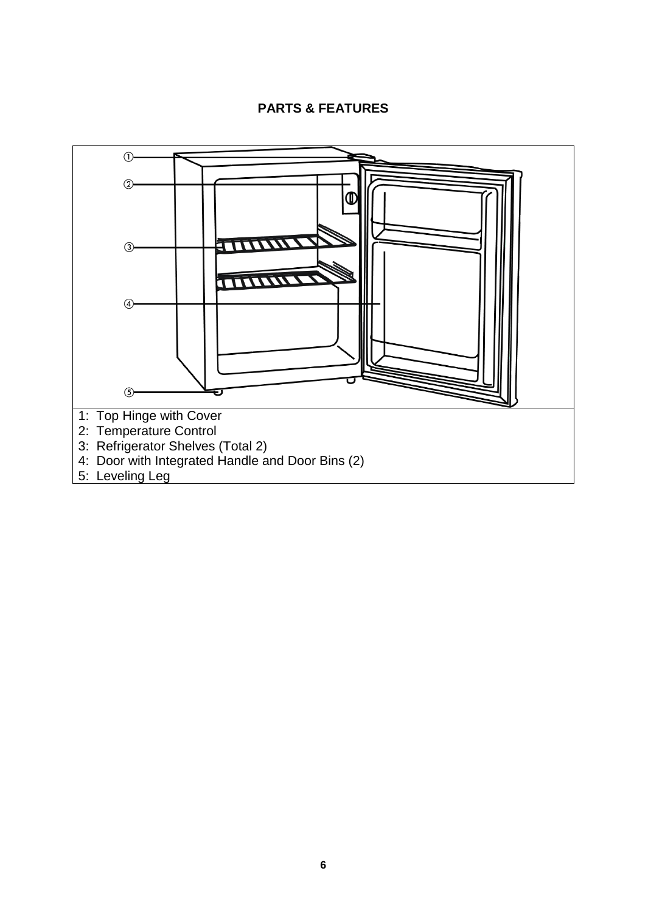## PARTS & FEATURES

1: Top Hinge with Cover
2: Temperature Control
3: Refrigerator Shelves (Total 2)
4: Door with Integrated Handle and Door Bins (2)
5: Leveling Leg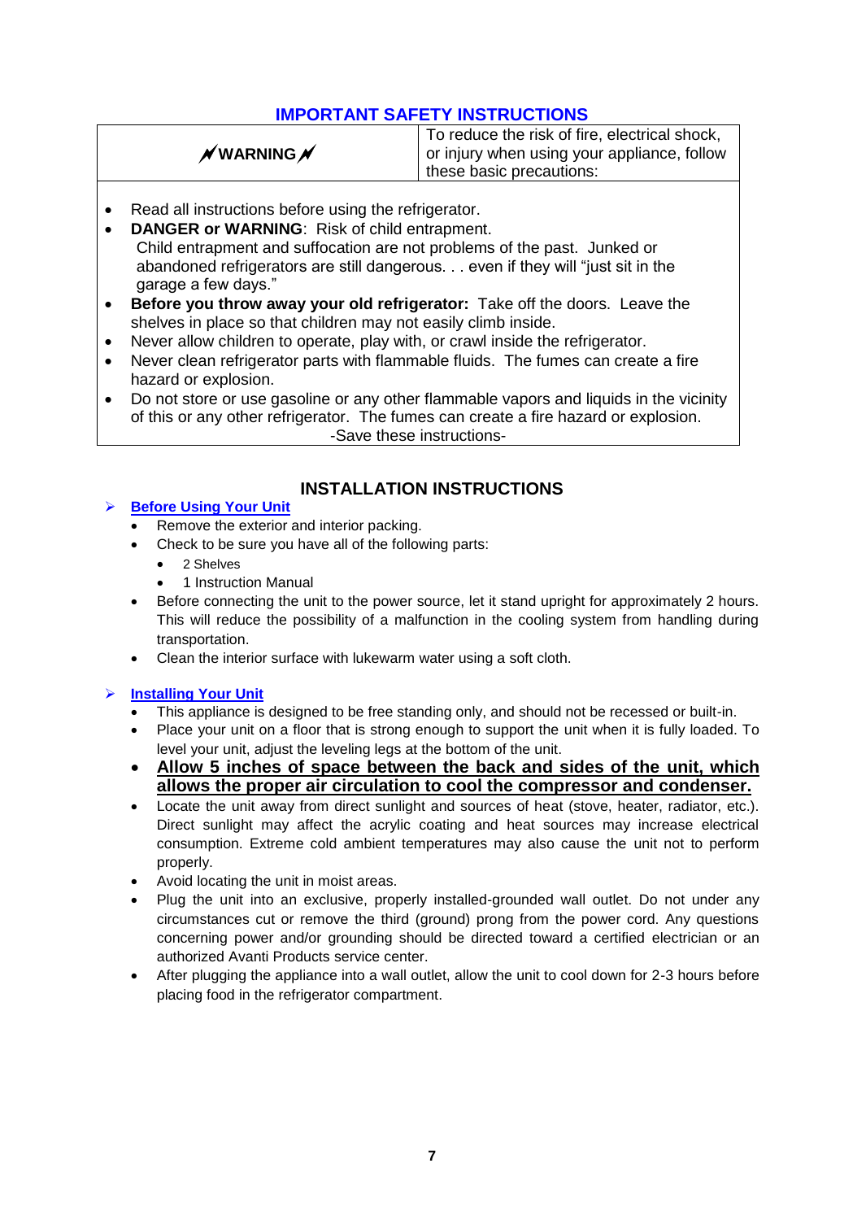## IMPORTANT SAFETY INSTRUCTIONS

| **WARNING** | To reduce the risk of fire, electrical shock, or injury when using your appliance, follow these basic precautions: |
|---|---|

- Read all instructions before using the refrigerator.
- **DANGER or WARNING**: Risk of child entrapment.
  Child entrapment and suffocation are not problems of the past. Junked or abandoned refrigerators are still dangerous. . . even if they will "just sit in the garage a few days."
- **Before you throw away your old refrigerator:** Take off the doors. Leave the shelves in place so that children may not easily climb inside.
- Never allow children to operate, play with, or crawl inside the refrigerator.
- Never clean refrigerator parts with flammable fluids. The fumes can create a fire hazard or explosion.
- Do not store or use gasoline or any other flammable vapors and liquids in the vicinity of this or any other refrigerator. The fumes can create a fire hazard or explosion.

-Save these instructions-

## INSTALLATION INSTRUCTIONS

### Before Using Your Unit

- Remove the exterior and interior packing.
- Check to be sure you have all of the following parts:
  - 2 Shelves
  - 1 Instruction Manual
- Before connecting the unit to the power source, let it stand upright for approximately 2 hours. This will reduce the possibility of a malfunction in the cooling system from handling during transportation.
- Clean the interior surface with lukewarm water using a soft cloth.

### Installing Your Unit

- This appliance is designed to be free standing only, and should not be recessed or built-in.
- Place your unit on a floor that is strong enough to support the unit when it is fully loaded. To level your unit, adjust the leveling legs at the bottom of the unit.
- **Allow 5 inches of space between the back and sides of the unit, which allows the proper air circulation to cool the compressor and condenser.**
- Locate the unit away from direct sunlight and sources of heat (stove, heater, radiator, etc.). Direct sunlight may affect the acrylic coating and heat sources may increase electrical consumption. Extreme cold ambient temperatures may also cause the unit not to perform properly.
- Avoid locating the unit in moist areas.
- Plug the unit into an exclusive, properly installed-grounded wall outlet. Do not under any circumstances cut or remove the third (ground) prong from the power cord. Any questions concerning power and/or grounding should be directed toward a certified electrician or an authorized Avanti Products service center.
- After plugging the appliance into a wall outlet, allow the unit to cool down for 2-3 hours before placing food in the refrigerator compartment.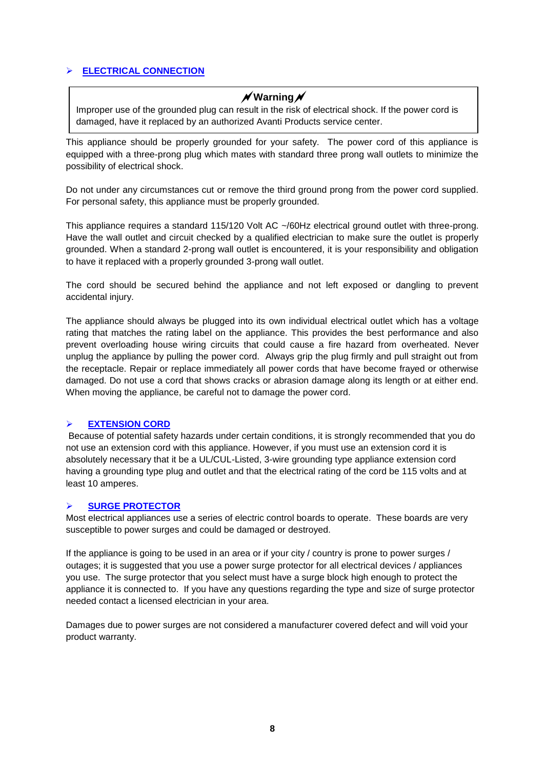## ELECTRICAL CONNECTION

> **Warning**
>
> Improper use of the grounded plug can result in the risk of electrical shock. If the power cord is damaged, have it replaced by an authorized Avanti Products service center.

This appliance should be properly grounded for your safety. The power cord of this appliance is equipped with a three-prong plug which mates with standard three prong wall outlets to minimize the possibility of electrical shock.

Do not under any circumstances cut or remove the third ground prong from the power cord supplied. For personal safety, this appliance must be properly grounded.

This appliance requires a standard 115/120 Volt AC ~/60Hz electrical ground outlet with three-prong. Have the wall outlet and circuit checked by a qualified electrician to make sure the outlet is properly grounded. When a standard 2-prong wall outlet is encountered, it is your responsibility and obligation to have it replaced with a properly grounded 3-prong wall outlet.

The cord should be secured behind the appliance and not left exposed or dangling to prevent accidental injury.

The appliance should always be plugged into its own individual electrical outlet which has a voltage rating that matches the rating label on the appliance. This provides the best performance and also prevent overloading house wiring circuits that could cause a fire hazard from overheated. Never unplug the appliance by pulling the power cord. Always grip the plug firmly and pull straight out from the receptacle. Repair or replace immediately all power cords that have become frayed or otherwise damaged. Do not use a cord that shows cracks or abrasion damage along its length or at either end. When moving the appliance, be careful not to damage the power cord.

## EXTENSION CORD

Because of potential safety hazards under certain conditions, it is strongly recommended that you do not use an extension cord with this appliance. However, if you must use an extension cord it is absolutely necessary that it be a UL/CUL-Listed, 3-wire grounding type appliance extension cord having a grounding type plug and outlet and that the electrical rating of the cord be 115 volts and at least 10 amperes.

## SURGE PROTECTOR

Most electrical appliances use a series of electric control boards to operate. These boards are very susceptible to power surges and could be damaged or destroyed.

If the appliance is going to be used in an area or if your city / country is prone to power surges / outages; it is suggested that you use a power surge protector for all electrical devices / appliances you use. The surge protector that you select must have a surge block high enough to protect the appliance it is connected to. If you have any questions regarding the type and size of surge protector needed contact a licensed electrician in your area.

Damages due to power surges are not considered a manufacturer covered defect and will void your product warranty.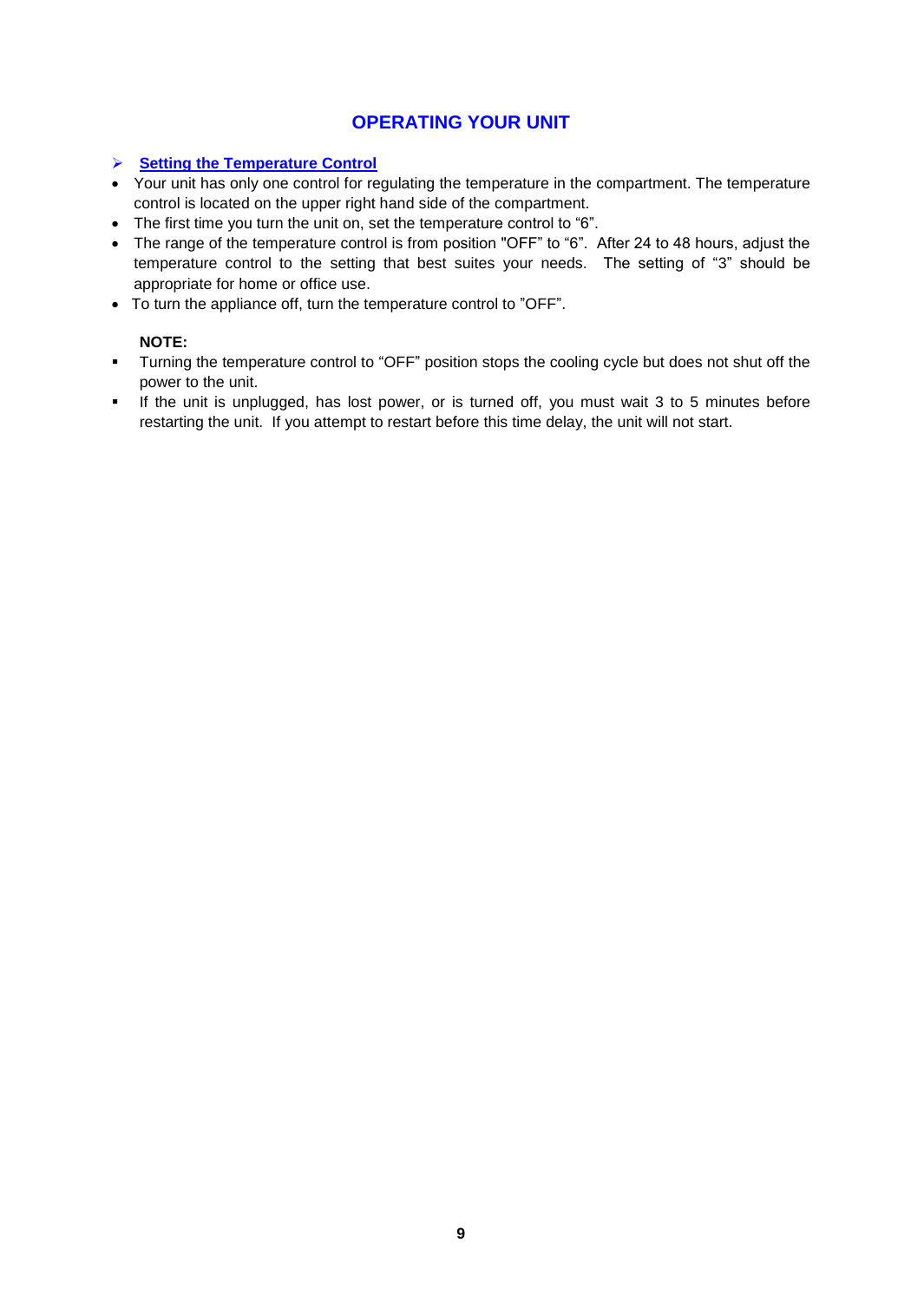# OPERATING YOUR UNIT

## Setting the Temperature Control

- Your unit has only one control for regulating the temperature in the compartment. The temperature control is located on the upper right hand side of the compartment.
- The first time you turn the unit on, set the temperature control to “6”.
- The range of the temperature control is from position "OFF" to “6”. After 24 to 48 hours, adjust the temperature control to the setting that best suites your needs. The setting of “3” should be appropriate for home or office use.
- To turn the appliance off, turn the temperature control to ”OFF”.

**NOTE:**

- Turning the temperature control to “OFF” position stops the cooling cycle but does not shut off the power to the unit.
- If the unit is unplugged, has lost power, or is turned off, you must wait 3 to 5 minutes before restarting the unit. If you attempt to restart before this time delay, the unit will not start.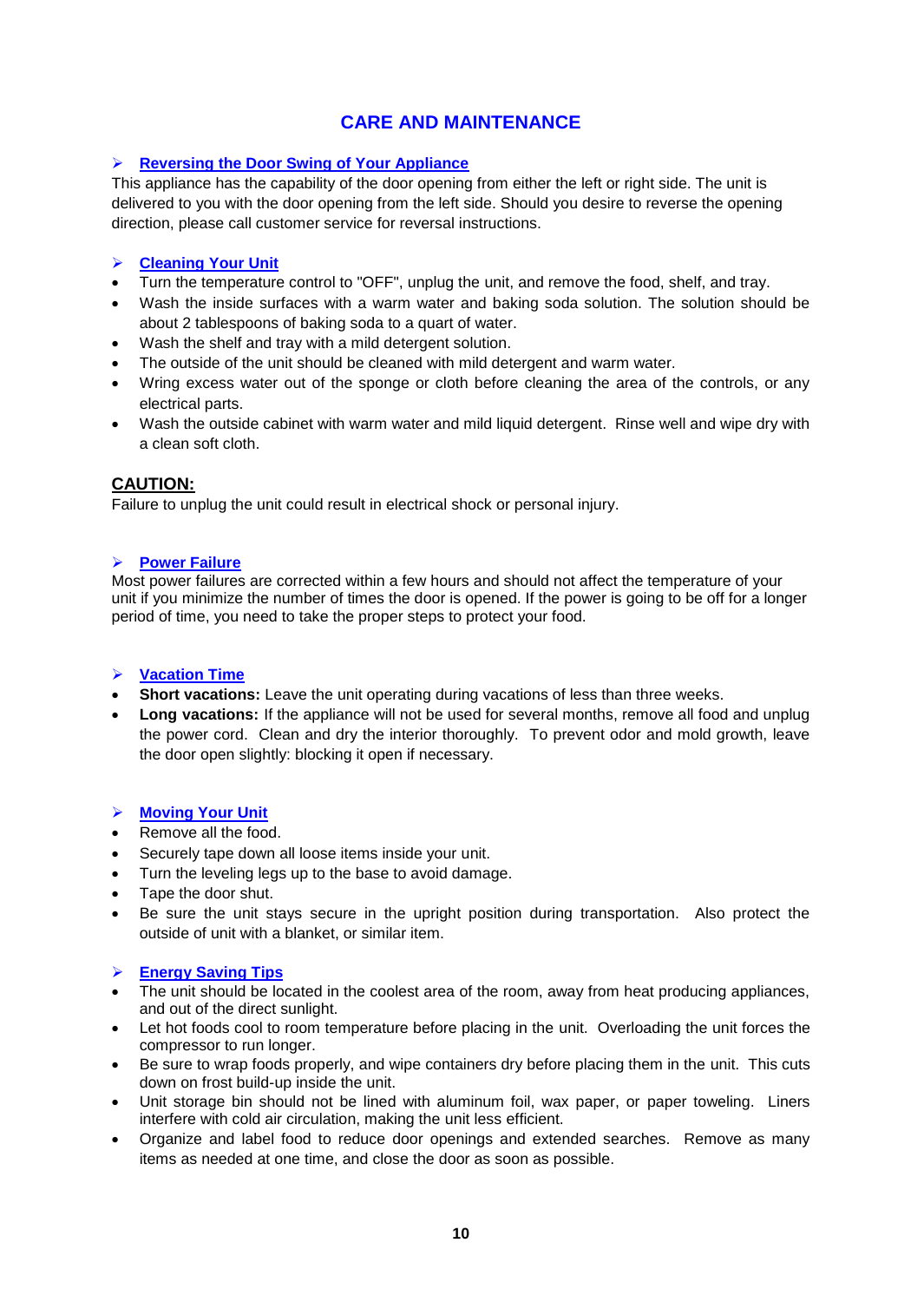# CARE AND MAINTENANCE

## Reversing the Door Swing of Your Appliance

This appliance has the capability of the door opening from either the left or right side. The unit is delivered to you with the door opening from the left side. Should you desire to reverse the opening direction, please call customer service for reversal instructions.

## Cleaning Your Unit

- Turn the temperature control to "OFF", unplug the unit, and remove the food, shelf, and tray.
- Wash the inside surfaces with a warm water and baking soda solution. The solution should be about 2 tablespoons of baking soda to a quart of water.
- Wash the shelf and tray with a mild detergent solution.
- The outside of the unit should be cleaned with mild detergent and warm water.
- Wring excess water out of the sponge or cloth before cleaning the area of the controls, or any electrical parts.
- Wash the outside cabinet with warm water and mild liquid detergent. Rinse well and wipe dry with a clean soft cloth.

**CAUTION:**

Failure to unplug the unit could result in electrical shock or personal injury.

## Power Failure

Most power failures are corrected within a few hours and should not affect the temperature of your unit if you minimize the number of times the door is opened. If the power is going to be off for a longer period of time, you need to take the proper steps to protect your food.

## Vacation Time

- **Short vacations:** Leave the unit operating during vacations of less than three weeks.
- **Long vacations:** If the appliance will not be used for several months, remove all food and unplug the power cord. Clean and dry the interior thoroughly. To prevent odor and mold growth, leave the door open slightly: blocking it open if necessary.

## Moving Your Unit

- Remove all the food.
- Securely tape down all loose items inside your unit.
- Turn the leveling legs up to the base to avoid damage.
- Tape the door shut.
- Be sure the unit stays secure in the upright position during transportation. Also protect the outside of unit with a blanket, or similar item.

## Energy Saving Tips

- The unit should be located in the coolest area of the room, away from heat producing appliances, and out of the direct sunlight.
- Let hot foods cool to room temperature before placing in the unit. Overloading the unit forces the compressor to run longer.
- Be sure to wrap foods properly, and wipe containers dry before placing them in the unit. This cuts down on frost build-up inside the unit.
- Unit storage bin should not be lined with aluminum foil, wax paper, or paper toweling. Liners interfere with cold air circulation, making the unit less efficient.
- Organize and label food to reduce door openings and extended searches. Remove as many items as needed at one time, and close the door as soon as possible.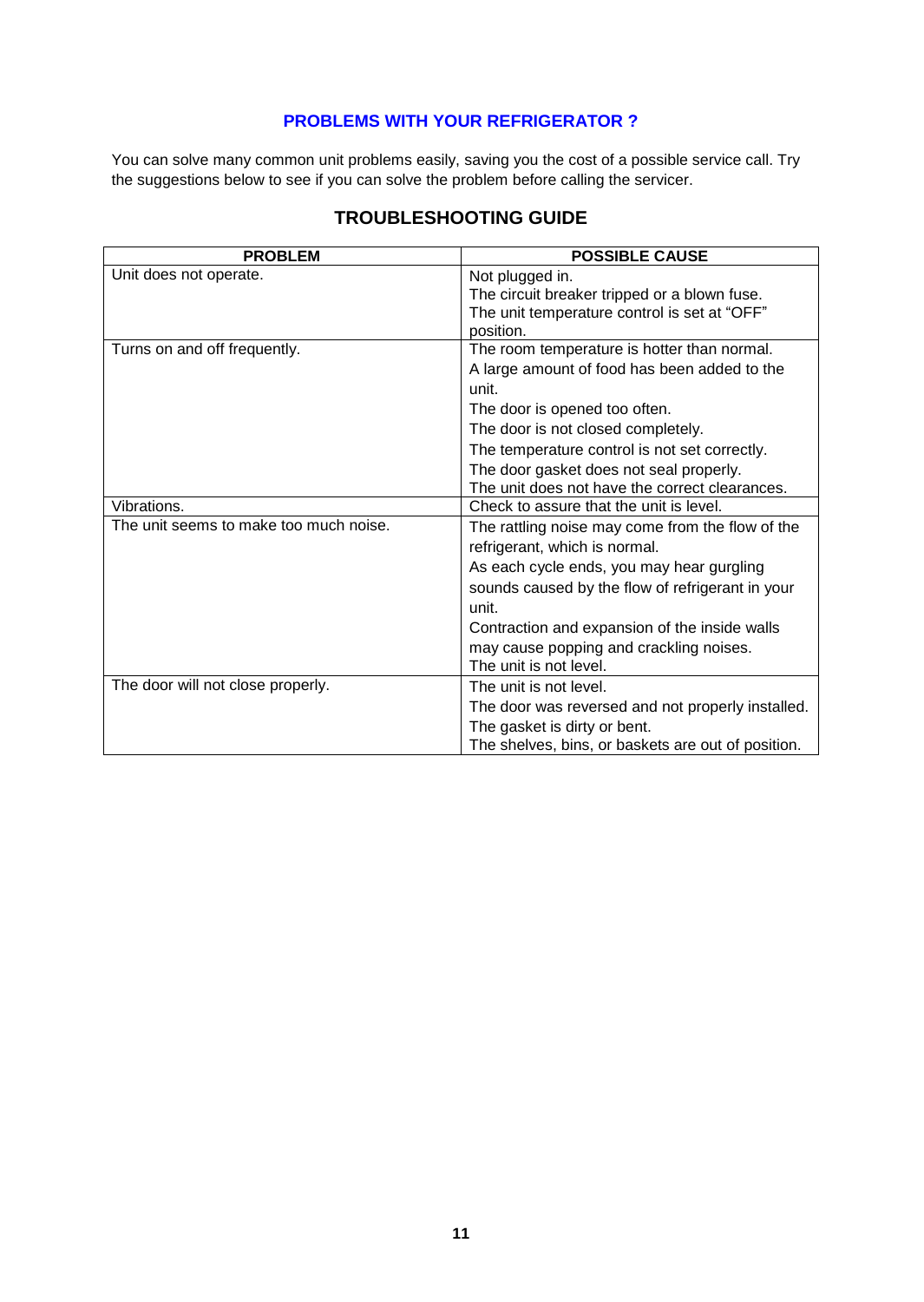## PROBLEMS WITH YOUR REFRIGERATOR ?

You can solve many common unit problems easily, saving you the cost of a possible service call. Try the suggestions below to see if you can solve the problem before calling the servicer.

## TROUBLESHOOTING GUIDE

| PROBLEM | POSSIBLE CAUSE |
|---|---|
| Unit does not operate. | Not plugged in.<br>The circuit breaker tripped or a blown fuse.<br>The unit temperature control is set at "OFF" position. |
| Turns on and off frequently. | The room temperature is hotter than normal.<br>A large amount of food has been added to the unit.<br>The door is opened too often.<br>The door is not closed completely.<br>The temperature control is not set correctly.<br>The door gasket does not seal properly.<br>The unit does not have the correct clearances. |
| Vibrations. | Check to assure that the unit is level. |
| The unit seems to make too much noise. | The rattling noise may come from the flow of the refrigerant, which is normal.<br>As each cycle ends, you may hear gurgling sounds caused by the flow of refrigerant in your unit.<br>Contraction and expansion of the inside walls may cause popping and crackling noises.<br>The unit is not level. |
| The door will not close properly. | The unit is not level.<br>The door was reversed and not properly installed.<br>The gasket is dirty or bent.<br>The shelves, bins, or baskets are out of position. |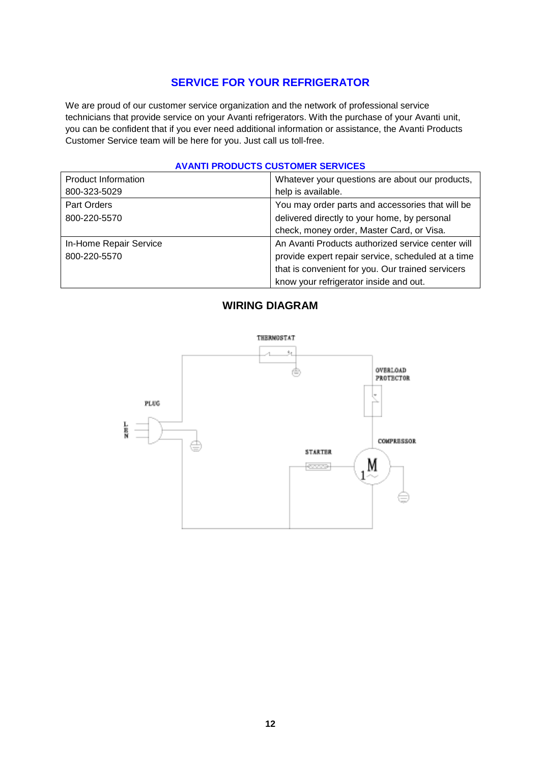## SERVICE FOR YOUR REFRIGERATOR

We are proud of our customer service organization and the network of professional service technicians that provide service on your Avanti refrigerators. With the purchase of your Avanti unit, you can be confident that if you ever need additional information or assistance, the Avanti Products Customer Service team will be here for you. Just call us toll-free.

### AVANTI PRODUCTS CUSTOMER SERVICES

| | |
|---|---|
| Product Information<br>800-323-5029 | Whatever your questions are about our products, help is available. |
| Part Orders<br>800-220-5570 | You may order parts and accessories that will be delivered directly to your home, by personal check, money order, Master Card, or Visa. |
| In-Home Repair Service<br>800-220-5570 | An Avanti Products authorized service center will provide expert repair service, scheduled at a time that is convenient for you. Our trained servicers know your refrigerator inside and out. |

## WIRING DIAGRAM

THERMOSTAT

OVERLOAD PROTECTOR

PLUG

L E N

COMPRESSOR

STARTER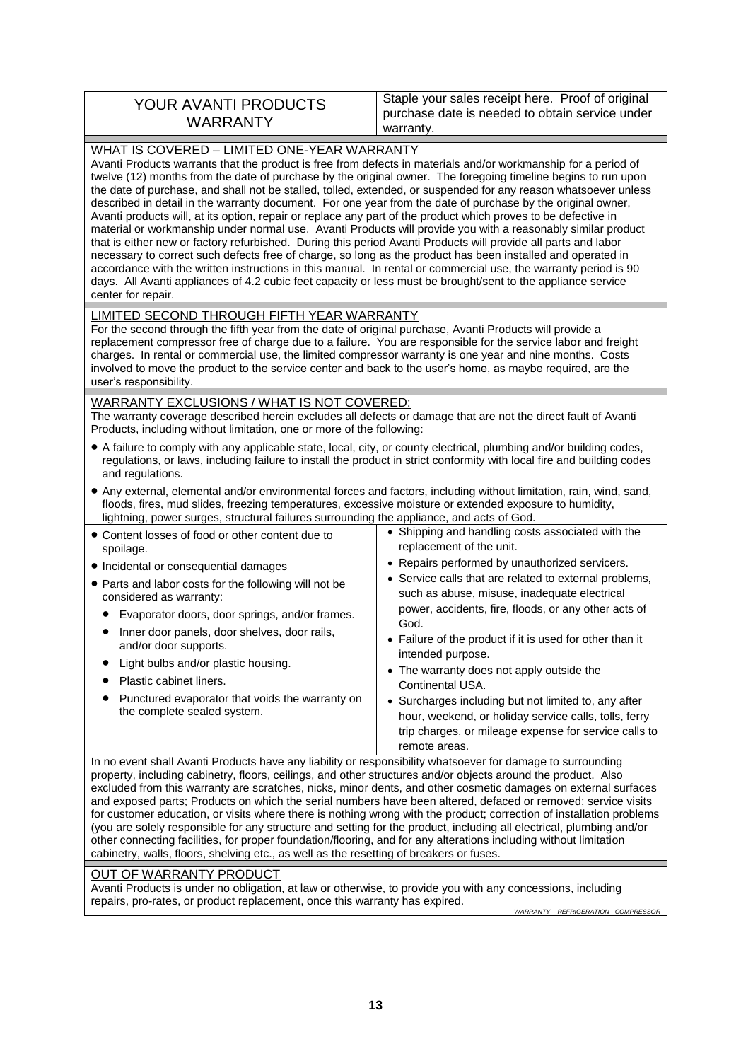# YOUR AVANTI PRODUCTS WARRANTY

Staple your sales receipt here. Proof of original purchase date is needed to obtain service under warranty.

## WHAT IS COVERED – LIMITED ONE-YEAR WARRANTY

Avanti Products warrants that the product is free from defects in materials and/or workmanship for a period of twelve (12) months from the date of purchase by the original owner. The foregoing timeline begins to run upon the date of purchase, and shall not be stalled, tolled, extended, or suspended for any reason whatsoever unless described in detail in the warranty document. For one year from the date of purchase by the original owner, Avanti products will, at its option, repair or replace any part of the product which proves to be defective in material or workmanship under normal use. Avanti Products will provide you with a reasonably similar product that is either new or factory refurbished. During this period Avanti Products will provide all parts and labor necessary to correct such defects free of charge, so long as the product has been installed and operated in accordance with the written instructions in this manual. In rental or commercial use, the warranty period is 90 days. All Avanti appliances of 4.2 cubic feet capacity or less must be brought/sent to the appliance service center for repair.

## LIMITED SECOND THROUGH FIFTH YEAR WARRANTY

For the second through the fifth year from the date of original purchase, Avanti Products will provide a replacement compressor free of charge due to a failure. You are responsible for the service labor and freight charges. In rental or commercial use, the limited compressor warranty is one year and nine months. Costs involved to move the product to the service center and back to the user's home, as maybe required, are the user's responsibility.

## WARRANTY EXCLUSIONS / WHAT IS NOT COVERED:

The warranty coverage described herein excludes all defects or damage that are not the direct fault of Avanti Products, including without limitation, one or more of the following:

- A failure to comply with any applicable state, local, city, or county electrical, plumbing and/or building codes, regulations, or laws, including failure to install the product in strict conformity with local fire and building codes and regulations.
- Any external, elemental and/or environmental forces and factors, including without limitation, rain, wind, sand, floods, fires, mud slides, freezing temperatures, excessive moisture or extended exposure to humidity, lightning, power surges, structural failures surrounding the appliance, and acts of God.
- Content losses of food or other content due to spoilage.
- Incidental or consequential damages
- Parts and labor costs for the following will not be considered as warranty:
  - Evaporator doors, door springs, and/or frames.
  - Inner door panels, door shelves, door rails, and/or door supports.
  - Light bulbs and/or plastic housing.
  - Plastic cabinet liners.
  - Punctured evaporator that voids the warranty on the complete sealed system.
- Shipping and handling costs associated with the replacement of the unit.
- Repairs performed by unauthorized servicers.
- Service calls that are related to external problems, such as abuse, misuse, inadequate electrical power, accidents, fire, floods, or any other acts of God.
- Failure of the product if it is used for other than it intended purpose.
- The warranty does not apply outside the Continental USA.
- Surcharges including but not limited to, any after hour, weekend, or holiday service calls, tolls, ferry trip charges, or mileage expense for service calls to remote areas.

In no event shall Avanti Products have any liability or responsibility whatsoever for damage to surrounding property, including cabinetry, floors, ceilings, and other structures and/or objects around the product. Also excluded from this warranty are scratches, nicks, minor dents, and other cosmetic damages on external surfaces and exposed parts; Products on which the serial numbers have been altered, defaced or removed; service visits for customer education, or visits where there is nothing wrong with the product; correction of installation problems (you are solely responsible for any structure and setting for the product, including all electrical, plumbing and/or other connecting facilities, for proper foundation/flooring, and for any alterations including without limitation cabinetry, walls, floors, shelving etc., as well as the resetting of breakers or fuses.

## OUT OF WARRANTY PRODUCT

Avanti Products is under no obligation, at law or otherwise, to provide you with any concessions, including repairs, pro-rates, or product replacement, once this warranty has expired.

*WARRANTY – REFRIGERATION - COMPRESSOR*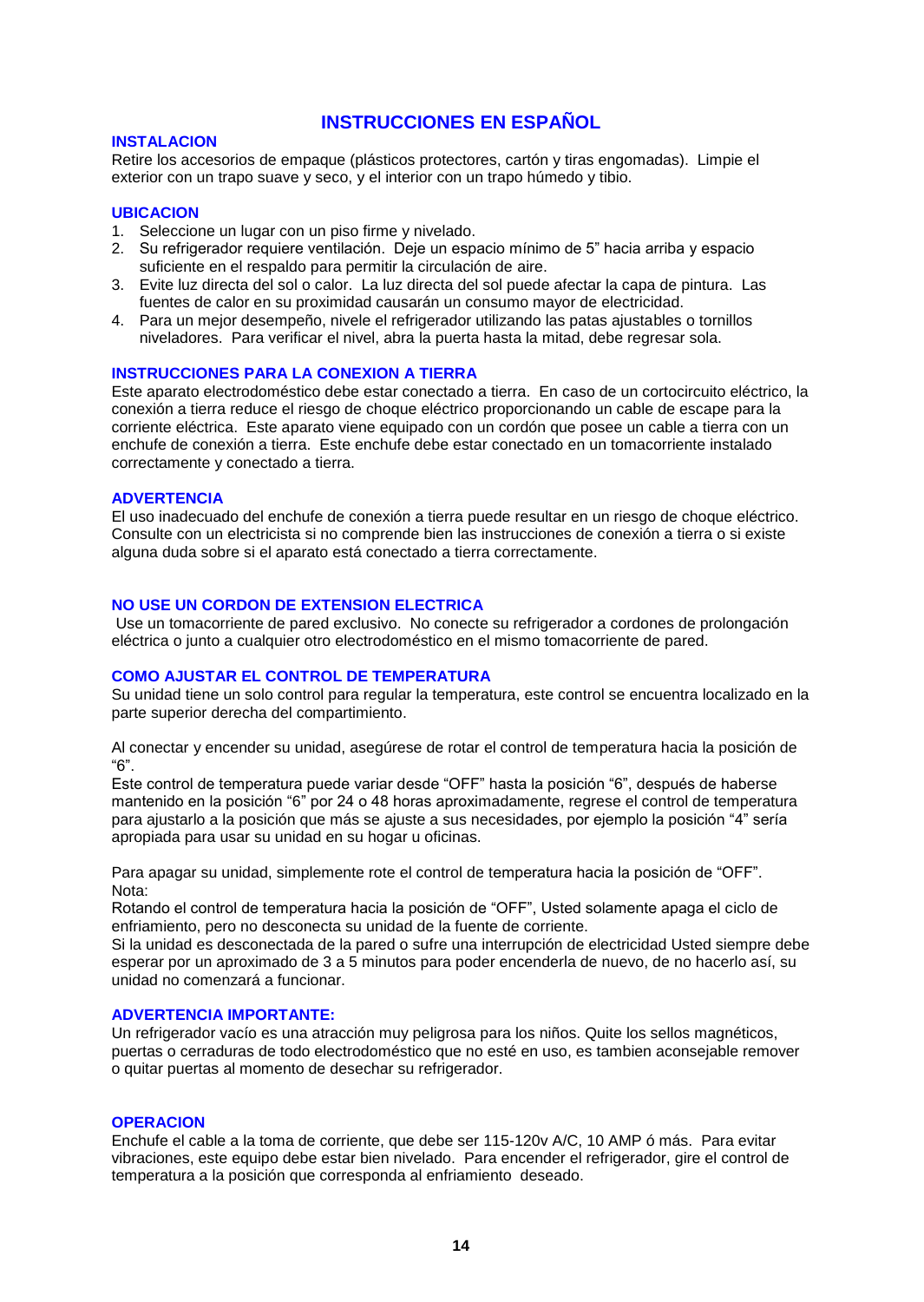# INSTRUCCIONES EN ESPAÑOL

## INSTALACION

Retire los accesorios de empaque (plásticos protectores, cartón y tiras engomadas). Limpie el exterior con un trapo suave y seco, y el interior con un trapo húmedo y tibio.

## UBICACION

1. Seleccione un lugar con un piso firme y nivelado.
2. Su refrigerador requiere ventilación. Deje un espacio mínimo de 5" hacia arriba y espacio suficiente en el respaldo para permitir la circulación de aire.
3. Evite luz directa del sol o calor. La luz directa del sol puede afectar la capa de pintura. Las fuentes de calor en su proximidad causarán un consumo mayor de electricidad.
4. Para un mejor desempeño, nivele el refrigerador utilizando las patas ajustables o tornillos niveladores. Para verificar el nivel, abra la puerta hasta la mitad, debe regresar sola.

## INSTRUCCIONES PARA LA CONEXION A TIERRA

Este aparato electrodoméstico debe estar conectado a tierra. En caso de un cortocircuito eléctrico, la conexión a tierra reduce el riesgo de choque eléctrico proporcionando un cable de escape para la corriente eléctrica. Este aparato viene equipado con un cordón que posee un cable a tierra con un enchufe de conexión a tierra. Este enchufe debe estar conectado en un tomacorriente instalado correctamente y conectado a tierra.

## ADVERTENCIA

El uso inadecuado del enchufe de conexión a tierra puede resultar en un riesgo de choque eléctrico. Consulte con un electricista si no comprende bien las instrucciones de conexión a tierra o si existe alguna duda sobre si el aparato está conectado a tierra correctamente.

## NO USE UN CORDON DE EXTENSION ELECTRICA

Use un tomacorriente de pared exclusivo. No conecte su refrigerador a cordones de prolongación eléctrica o junto a cualquier otro electrodoméstico en el mismo tomacorriente de pared.

## COMO AJUSTAR EL CONTROL DE TEMPERATURA

Su unidad tiene un solo control para regular la temperatura, este control se encuentra localizado en la parte superior derecha del compartimiento.

Al conectar y encender su unidad, asegúrese de rotar el control de temperatura hacia la posición de "6".

Este control de temperatura puede variar desde "OFF" hasta la posición "6", después de haberse mantenido en la posición "6" por 24 o 48 horas aproximadamente, regrese el control de temperatura para ajustarlo a la posición que más se ajuste a sus necesidades, por ejemplo la posición "4" sería apropiada para usar su unidad en su hogar u oficinas.

Para apagar su unidad, simplemente rote el control de temperatura hacia la posición de "OFF".

Nota:

Rotando el control de temperatura hacia la posición de "OFF", Usted solamente apaga el ciclo de enfriamiento, pero no desconecta su unidad de la fuente de corriente.

Si la unidad es desconectada de la pared o sufre una interrupción de electricidad Usted siempre debe esperar por un aproximado de 3 a 5 minutos para poder encenderla de nuevo, de no hacerlo así, su unidad no comenzará a funcionar.

## ADVERTENCIA IMPORTANTE:

Un refrigerador vacío es una atracción muy peligrosa para los niños. Quite los sellos magnéticos, puertas o cerraduras de todo electrodoméstico que no esté en uso, es tambien aconsejable remover o quitar puertas al momento de desechar su refrigerador.

## OPERACION

Enchufe el cable a la toma de corriente, que debe ser 115-120v A/C, 10 AMP ó más. Para evitar vibraciones, este equipo debe estar bien nivelado. Para encender el refrigerador, gire el control de temperatura a la posición que corresponda al enfriamiento deseado.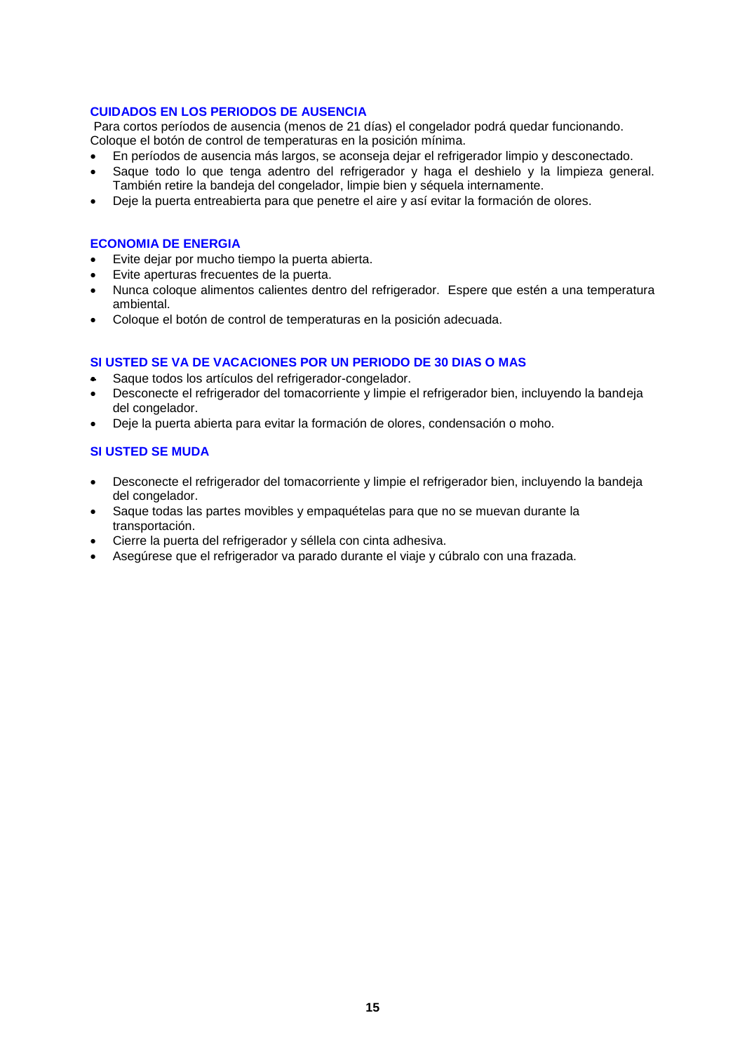## CUIDADOS EN LOS PERIODOS DE AUSENCIA

Para cortos períodos de ausencia (menos de 21 días) el congelador podrá quedar funcionando. Coloque el botón de control de temperaturas en la posición mínima.

- En períodos de ausencia más largos, se aconseja dejar el refrigerador limpio y desconectado.
- Saque todo lo que tenga adentro del refrigerador y haga el deshielo y la limpieza general. También retire la bandeja del congelador, limpie bien y séquela internamente.
- Deje la puerta entreabierta para que penetre el aire y así evitar la formación de olores.

## ECONOMIA DE ENERGIA

- Evite dejar por mucho tiempo la puerta abierta.
- Evite aperturas frecuentes de la puerta.
- Nunca coloque alimentos calientes dentro del refrigerador. Espere que estén a una temperatura ambiental.
- Coloque el botón de control de temperaturas en la posición adecuada.

## SI USTED SE VA DE VACACIONES POR UN PERIODO DE 30 DIAS O MAS

- Saque todos los artículos del refrigerador-congelador.
- Desconecte el refrigerador del tomacorriente y limpie el refrigerador bien, incluyendo la bandeja del congelador.
- Deje la puerta abierta para evitar la formación de olores, condensación o moho.

## SI USTED SE MUDA

- Desconecte el refrigerador del tomacorriente y limpie el refrigerador bien, incluyendo la bandeja del congelador.
- Saque todas las partes movibles y empaquételas para que no se muevan durante la transportación.
- Cierre la puerta del refrigerador y séllela con cinta adhesiva.
- Asegúrese que el refrigerador va parado durante el viaje y cúbralo con una frazada.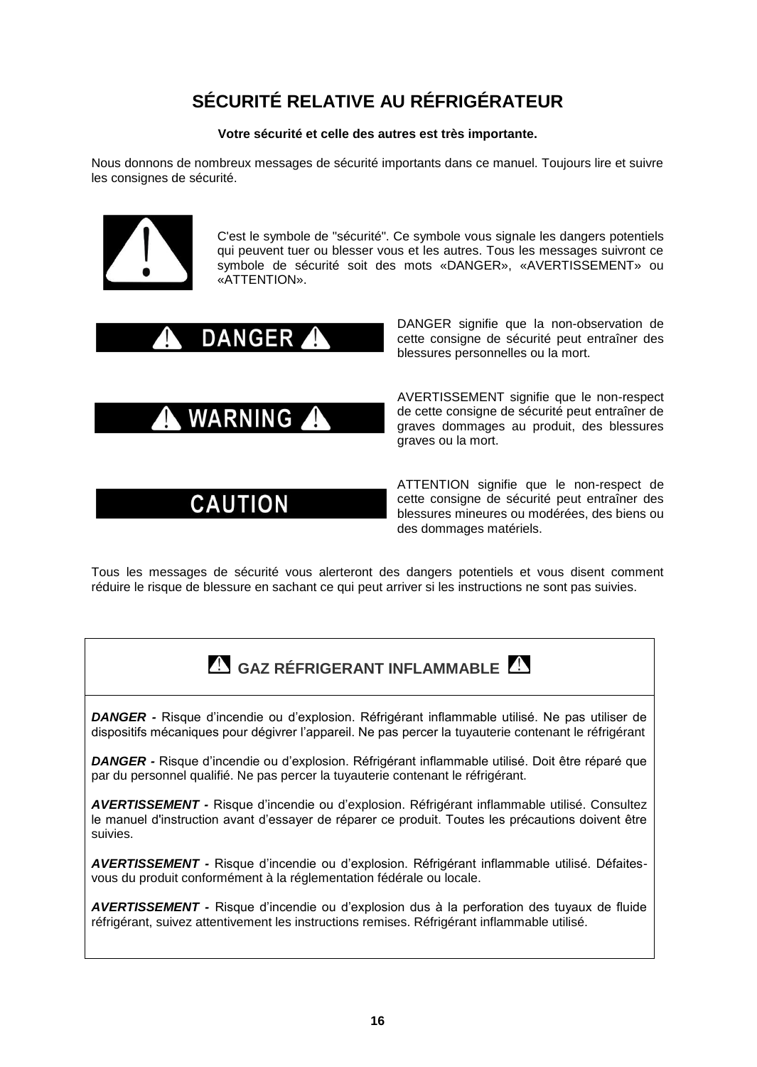# SÉCURITÉ RELATIVE AU RÉFRIGÉRATEUR

**Votre sécurité et celle des autres est très importante.**

Nous donnons de nombreux messages de sécurité importants dans ce manuel. Toujours lire et suivre les consignes de sécurité.

C'est le symbole de "sécurité". Ce symbole vous signale les dangers potentiels qui peuvent tuer ou blesser vous et les autres. Tous les messages suivront ce symbole de sécurité soit des mots «DANGER», «AVERTISSEMENT» ou «ATTENTION».

**DANGER**

DANGER signifie que la non-observation de cette consigne de sécurité peut entraîner des blessures personnelles ou la mort.

**WARNING**

AVERTISSEMENT signifie que le non-respect de cette consigne de sécurité peut entraîner de graves dommages au produit, des blessures graves ou la mort.

**CAUTION**

ATTENTION signifie que le non-respect de cette consigne de sécurité peut entraîner des blessures mineures ou modérées, des biens ou des dommages matériels.

Tous les messages de sécurité vous alerteront des dangers potentiels et vous disent comment réduire le risque de blessure en sachant ce qui peut arriver si les instructions ne sont pas suivies.

## GAZ RÉFRIGERANT INFLAMMABLE

***DANGER -*** Risque d'incendie ou d'explosion. Réfrigérant inflammable utilisé. Ne pas utiliser de dispositifs mécaniques pour dégivrer l'appareil. Ne pas percer la tuyauterie contenant le réfrigérant

***DANGER -*** Risque d'incendie ou d'explosion. Réfrigérant inflammable utilisé. Doit être réparé que par du personnel qualifié. Ne pas percer la tuyauterie contenant le réfrigérant.

***AVERTISSEMENT -*** Risque d'incendie ou d'explosion. Réfrigérant inflammable utilisé. Consultez le manuel d'instruction avant d'essayer de réparer ce produit. Toutes les précautions doivent être suivies.

***AVERTISSEMENT -*** Risque d'incendie ou d'explosion. Réfrigérant inflammable utilisé. Défaites-vous du produit conformément à la réglementation fédérale ou locale.

***AVERTISSEMENT -*** Risque d'incendie ou d'explosion dus à la perforation des tuyaux de fluide réfrigérant, suivez attentivement les instructions remises. Réfrigérant inflammable utilisé.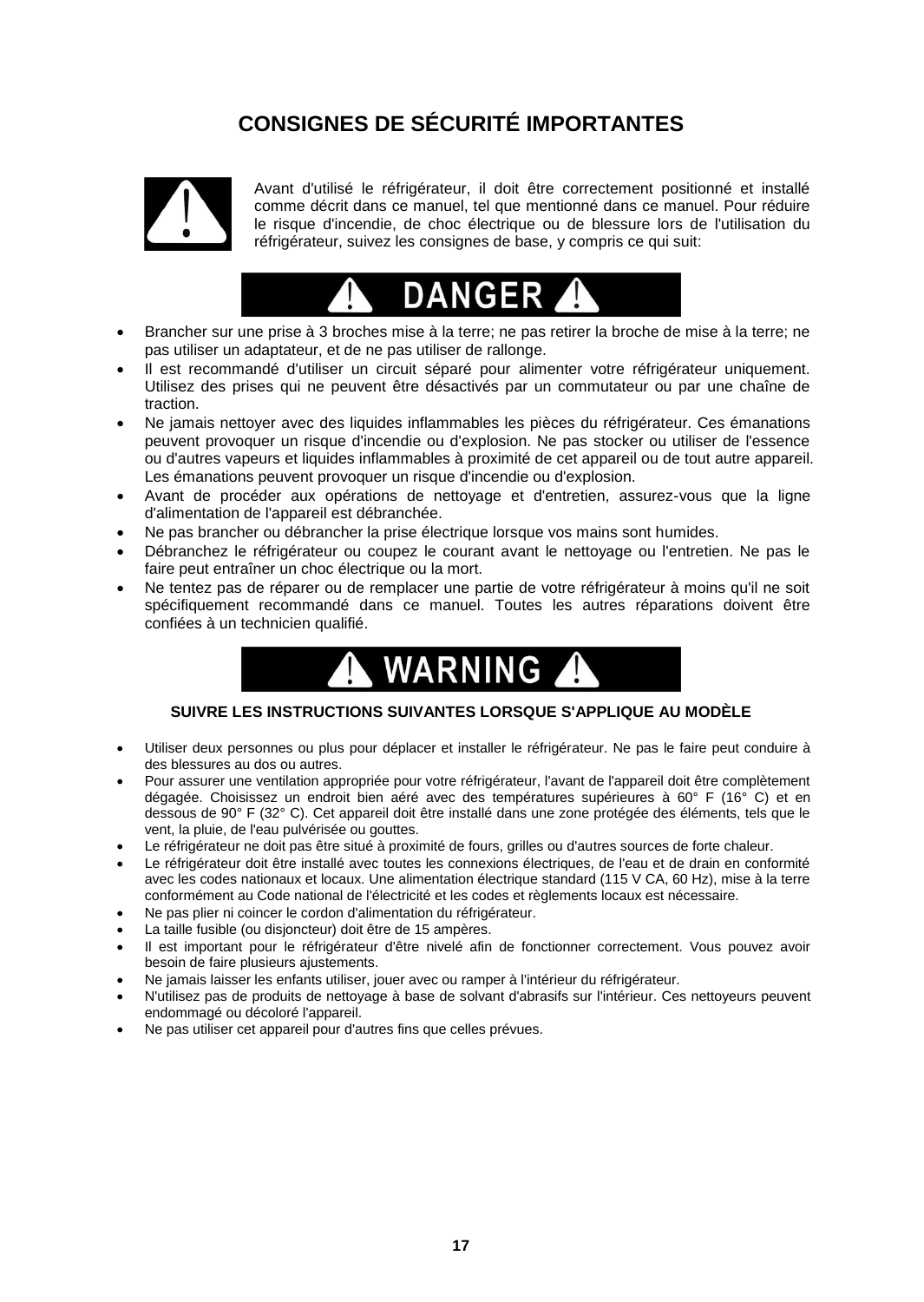# CONSIGNES DE SÉCURITÉ IMPORTANTES

Avant d'utilisé le réfrigérateur, il doit être correctement positionné et installé comme décrit dans ce manuel, tel que mentionné dans ce manuel. Pour réduire le risque d'incendie, de choc électrique ou de blessure lors de l'utilisation du réfrigérateur, suivez les consignes de base, y compris ce qui suit:

## DANGER

- Brancher sur une prise à 3 broches mise à la terre; ne pas retirer la broche de mise à la terre; ne pas utiliser un adaptateur, et de ne pas utiliser de rallonge.
- Il est recommandé d'utiliser un circuit séparé pour alimenter votre réfrigérateur uniquement. Utilisez des prises qui ne peuvent être désactivés par un commutateur ou par une chaîne de traction.
- Ne jamais nettoyer avec des liquides inflammables les pièces du réfrigérateur. Ces émanations peuvent provoquer un risque d'incendie ou d'explosion. Ne pas stocker ou utiliser de l'essence ou d'autres vapeurs et liquides inflammables à proximité de cet appareil ou de tout autre appareil. Les émanations peuvent provoquer un risque d'incendie ou d'explosion.
- Avant de procéder aux opérations de nettoyage et d'entretien, assurez-vous que la ligne d'alimentation de l'appareil est débranchée.
- Ne pas brancher ou débrancher la prise électrique lorsque vos mains sont humides.
- Débranchez le réfrigérateur ou coupez le courant avant le nettoyage ou l'entretien. Ne pas le faire peut entraîner un choc électrique ou la mort.
- Ne tentez pas de réparer ou de remplacer une partie de votre réfrigérateur à moins qu'il ne soit spécifiquement recommandé dans ce manuel. Toutes les autres réparations doivent être confiées à un technicien qualifié.

## WARNING

**SUIVRE LES INSTRUCTIONS SUIVANTES LORSQUE S'APPLIQUE AU MODÈLE**

- Utiliser deux personnes ou plus pour déplacer et installer le réfrigérateur. Ne pas le faire peut conduire à des blessures au dos ou autres.
- Pour assurer une ventilation appropriée pour votre réfrigérateur, l'avant de l'appareil doit être complètement dégagée. Choisissez un endroit bien aéré avec des températures supérieures à 60° F (16° C) et en dessous de 90° F (32° C). Cet appareil doit être installé dans une zone protégée des éléments, tels que le vent, la pluie, de l'eau pulvérisée ou gouttes.
- Le réfrigérateur ne doit pas être situé à proximité de fours, grilles ou d'autres sources de forte chaleur.
- Le réfrigérateur doit être installé avec toutes les connexions électriques, de l'eau et de drain en conformité avec les codes nationaux et locaux. Une alimentation électrique standard (115 V CA, 60 Hz), mise à la terre conformément au Code national de l'électricité et les codes et règlements locaux est nécessaire.
- Ne pas plier ni coincer le cordon d'alimentation du réfrigérateur.
- La taille fusible (ou disjoncteur) doit être de 15 ampères.
- Il est important pour le réfrigérateur d'être nivelé afin de fonctionner correctement. Vous pouvez avoir besoin de faire plusieurs ajustements.
- Ne jamais laisser les enfants utiliser, jouer avec ou ramper à l'intérieur du réfrigérateur.
- N'utilisez pas de produits de nettoyage à base de solvant d'abrasifs sur l'intérieur. Ces nettoyeurs peuvent endommagé ou décoloré l'appareil.
- Ne pas utiliser cet appareil pour d'autres fins que celles prévues.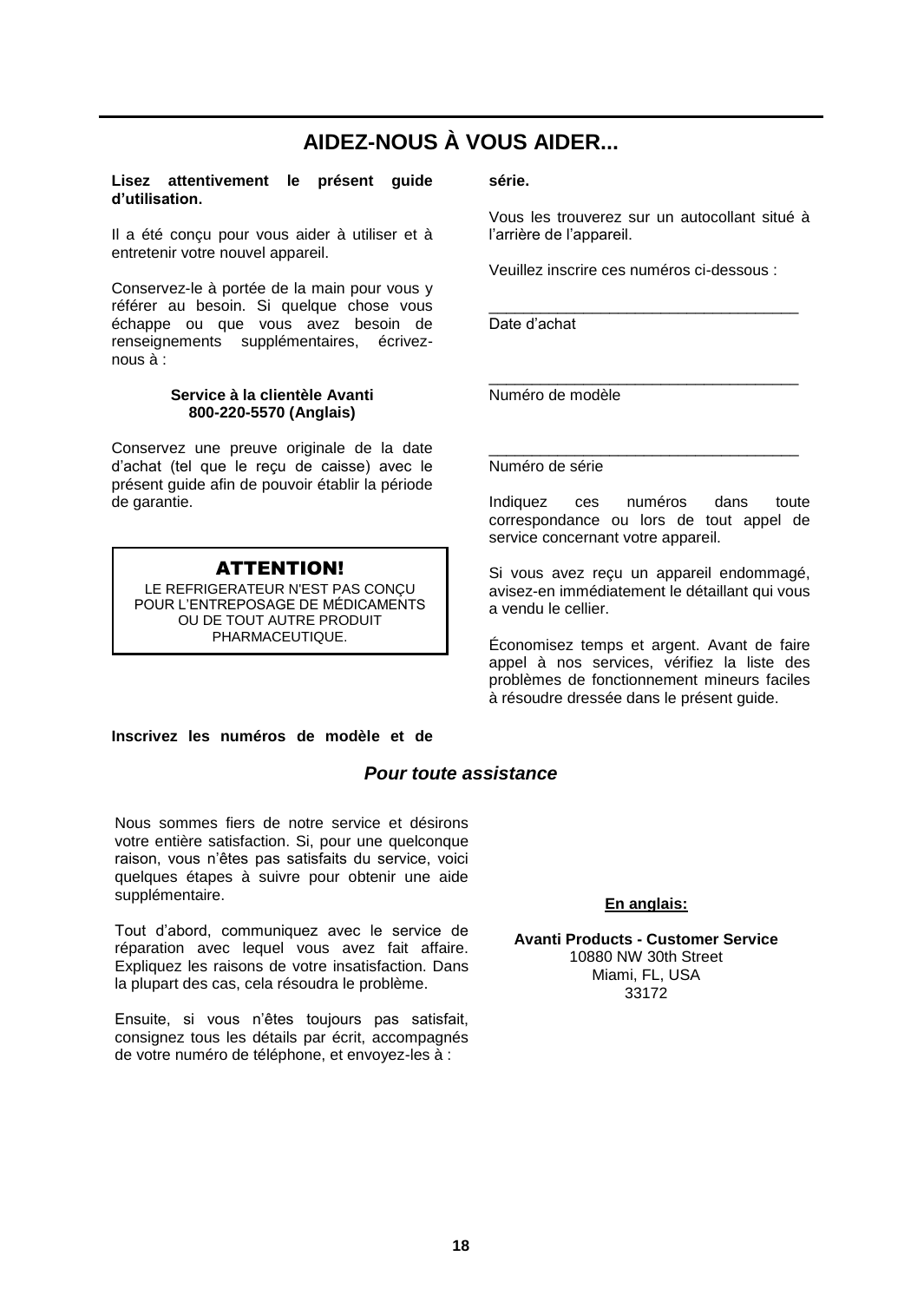# AIDEZ-NOUS À VOUS AIDER...

**Lisez attentivement le présent guide d'utilisation.**

Il a été conçu pour vous aider à utiliser et à entretenir votre nouvel appareil.

Conservez-le à portée de la main pour vous y référer au besoin. Si quelque chose vous échappe ou que vous avez besoin de renseignements supplémentaires, écrivez-nous à :

**Service à la clientèle Avanti**
**800-220-5570 (Anglais)**

Conservez une preuve originale de la date d'achat (tel que le reçu de caisse) avec le présent guide afin de pouvoir établir la période de garantie.

> **ATTENTION!**
> LE REFRIGERATEUR N'EST PAS CONÇU POUR L'ENTREPOSAGE DE MÉDICAMENTS OU DE TOUT AUTRE PRODUIT PHARMACEUTIQUE.

**Inscrivez les numéros de modèle et de série.**

Vous les trouverez sur un autocollant situé à l'arrière de l'appareil.

Veuillez inscrire ces numéros ci-dessous :

____________________________________
Date d'achat

____________________________________
Numéro de modèle

____________________________________
Numéro de série

Indiquez ces numéros dans toute correspondance ou lors de tout appel de service concernant votre appareil.

Si vous avez reçu un appareil endommagé, avisez-en immédiatement le détaillant qui vous a vendu le cellier.

Économisez temps et argent. Avant de faire appel à nos services, vérifiez la liste des problèmes de fonctionnement mineurs faciles à résoudre dressée dans le présent guide.

## *Pour toute assistance*

Nous sommes fiers de notre service et désirons votre entière satisfaction. Si, pour une quelconque raison, vous n'êtes pas satisfaits du service, voici quelques étapes à suivre pour obtenir une aide supplémentaire.

Tout d'abord, communiquez avec le service de réparation avec lequel vous avez fait affaire. Expliquez les raisons de votre insatisfaction. Dans la plupart des cas, cela résoudra le problème.

Ensuite, si vous n'êtes toujours pas satisfait, consignez tous les détails par écrit, accompagnés de votre numéro de téléphone, et envoyez-les à :

**En anglais:**

**Avanti Products - Customer Service**
10880 NW 30th Street
Miami, FL, USA
33172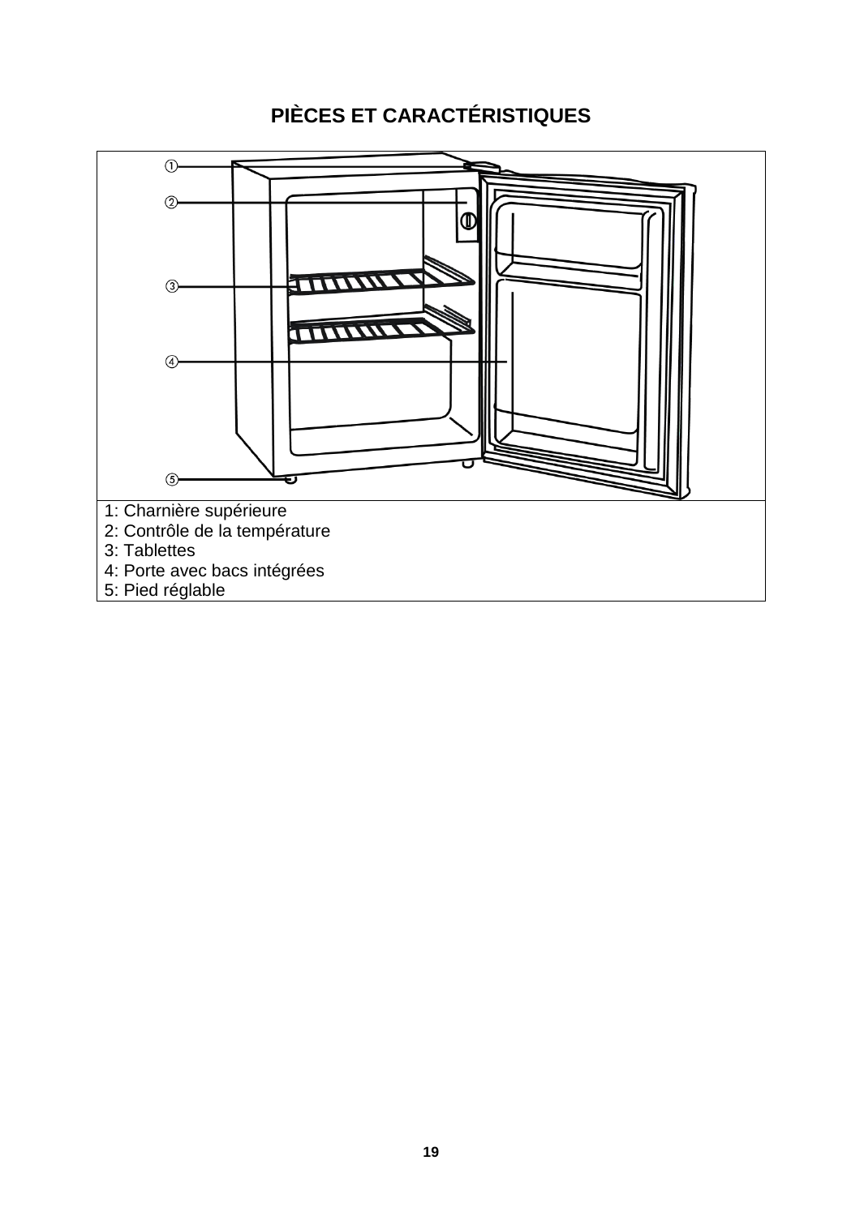# PIÈCES ET CARACTÉRISTIQUES

1: Charnière supérieure
2: Contrôle de la température
3: Tablettes
4: Porte avec bacs intégrées
5: Pied réglable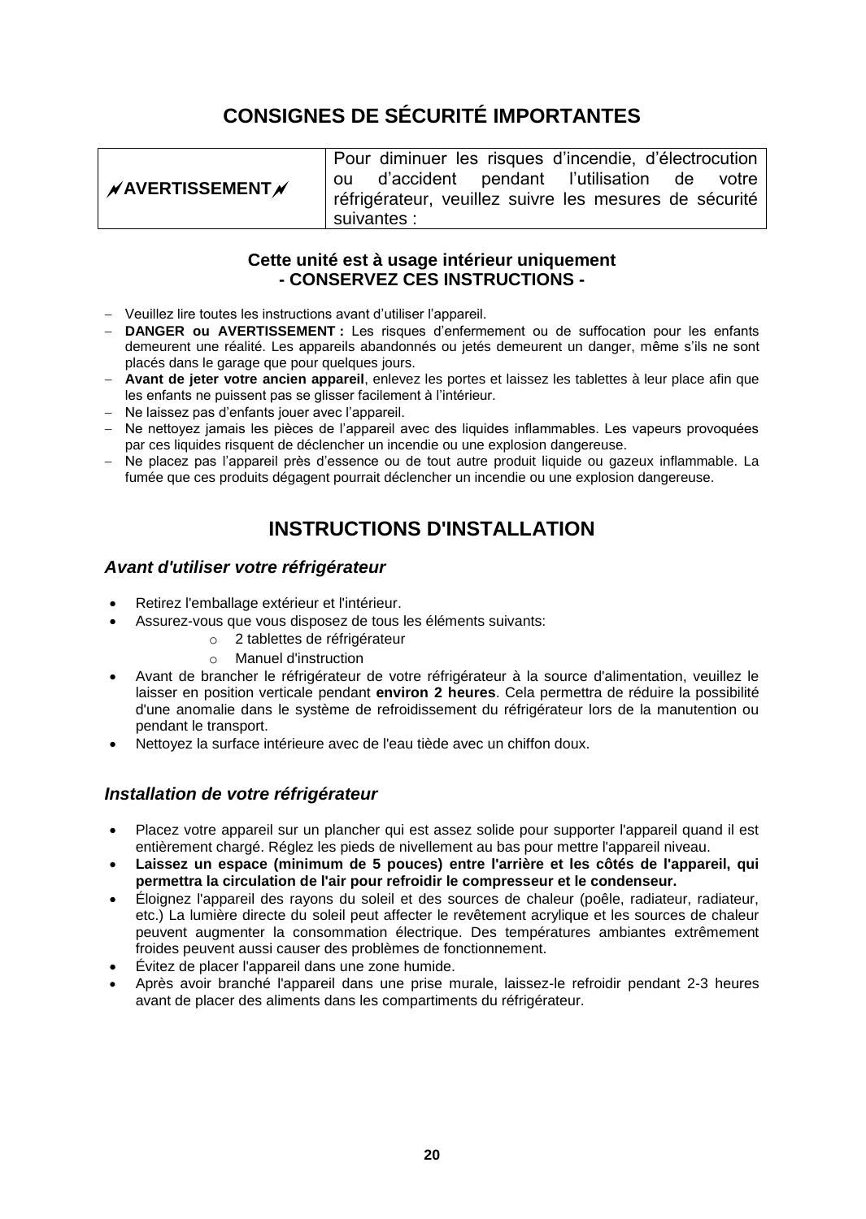# CONSIGNES DE SÉCURITÉ IMPORTANTES

| ⚡**AVERTISSEMENT**⚡ | Pour diminuer les risques d'incendie, d'électrocution ou d'accident pendant l'utilisation de votre réfrigérateur, veuillez suivre les mesures de sécurité suivantes : |
|---|---|

**Cette unité est à usage intérieur uniquement**
**- CONSERVEZ CES INSTRUCTIONS -**

- Veuillez lire toutes les instructions avant d'utiliser l'appareil.
- **DANGER ou AVERTISSEMENT :** Les risques d'enfermement ou de suffocation pour les enfants demeurent une réalité. Les appareils abandonnés ou jetés demeurent un danger, même s'ils ne sont placés dans le garage que pour quelques jours.
- **Avant de jeter votre ancien appareil**, enlevez les portes et laissez les tablettes à leur place afin que les enfants ne puissent pas se glisser facilement à l'intérieur.
- Ne laissez pas d'enfants jouer avec l'appareil.
- Ne nettoyez jamais les pièces de l'appareil avec des liquides inflammables. Les vapeurs provoquées par ces liquides risquent de déclencher un incendie ou une explosion dangereuse.
- Ne placez pas l'appareil près d'essence ou de tout autre produit liquide ou gazeux inflammable. La fumée que ces produits dégagent pourrait déclencher un incendie ou une explosion dangereuse.

# INSTRUCTIONS D'INSTALLATION

### *Avant d'utiliser votre réfrigérateur*

- Retirez l'emballage extérieur et l'intérieur.
- Assurez-vous que vous disposez de tous les éléments suivants:
  - 2 tablettes de réfrigérateur
  - Manuel d'instruction
- Avant de brancher le réfrigérateur de votre réfrigérateur à la source d'alimentation, veuillez le laisser en position verticale pendant **environ 2 heures**. Cela permettra de réduire la possibilité d'une anomalie dans le système de refroidissement du réfrigérateur lors de la manutention ou pendant le transport.
- Nettoyez la surface intérieure avec de l'eau tiède avec un chiffon doux.

### *Installation de votre réfrigérateur*

- Placez votre appareil sur un plancher qui est assez solide pour supporter l'appareil quand il est entièrement chargé. Réglez les pieds de nivellement au bas pour mettre l'appareil niveau.
- **Laissez un espace (minimum de 5 pouces) entre l'arrière et les côtés de l'appareil, qui permettra la circulation de l'air pour refroidir le compresseur et le condenseur.**
- Éloignez l'appareil des rayons du soleil et des sources de chaleur (poêle, radiateur, radiateur, etc.) La lumière directe du soleil peut affecter le revêtement acrylique et les sources de chaleur peuvent augmenter la consommation électrique. Des températures ambiantes extrêmement froides peuvent aussi causer des problèmes de fonctionnement.
- Évitez de placer l'appareil dans une zone humide.
- Après avoir branché l'appareil dans une prise murale, laissez-le refroidir pendant 2-3 heures avant de placer des aliments dans les compartiments du réfrigérateur.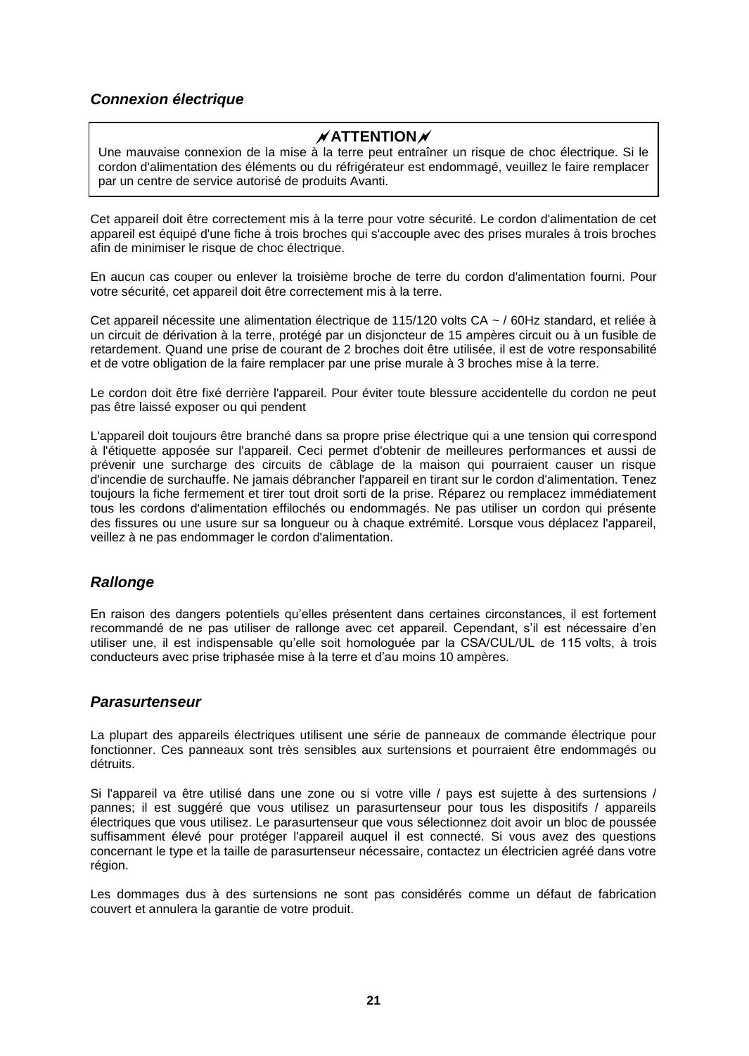### *Connexion électrique*

> **ATTENTION**
>
> Une mauvaise connexion de la mise à la terre peut entraîner un risque de choc électrique. Si le cordon d'alimentation des éléments ou du réfrigérateur est endommagé, veuillez le faire remplacer par un centre de service autorisé de produits Avanti.

Cet appareil doit être correctement mis à la terre pour votre sécurité. Le cordon d'alimentation de cet appareil est équipé d'une fiche à trois broches qui s'accouple avec des prises murales à trois broches afin de minimiser le risque de choc électrique.

En aucun cas couper ou enlever la troisième broche de terre du cordon d'alimentation fourni. Pour votre sécurité, cet appareil doit être correctement mis à la terre.

Cet appareil nécessite une alimentation électrique de 115/120 volts CA ~ / 60Hz standard, et reliée à un circuit de dérivation à la terre, protégé par un disjoncteur de 15 ampères circuit ou à un fusible de retardement. Quand une prise de courant de 2 broches doit être utilisée, il est de votre responsabilité et de votre obligation de la faire remplacer par une prise murale à 3 broches mise à la terre.

Le cordon doit être fixé derrière l'appareil. Pour éviter toute blessure accidentelle du cordon ne peut pas être laissé exposer ou qui pendent

L'appareil doit toujours être branché dans sa propre prise électrique qui a une tension qui correspond à l'étiquette apposée sur l'appareil. Ceci permet d'obtenir de meilleures performances et aussi de prévenir une surcharge des circuits de câblage de la maison qui pourraient causer un risque d'incendie de surchauffe. Ne jamais débrancher l'appareil en tirant sur le cordon d'alimentation. Tenez toujours la fiche fermement et tirer tout droit sorti de la prise. Réparez ou remplacez immédiatement tous les cordons d'alimentation effilochés ou endommagés. Ne pas utiliser un cordon qui présente des fissures ou une usure sur sa longueur ou à chaque extrémité. Lorsque vous déplacez l'appareil, veillez à ne pas endommager le cordon d'alimentation.

### *Rallonge*

En raison des dangers potentiels qu'elles présentent dans certaines circonstances, il est fortement recommandé de ne pas utiliser de rallonge avec cet appareil. Cependant, s'il est nécessaire d'en utiliser une, il est indispensable qu'elle soit homologuée par la CSA/CUL/UL de 115 volts, à trois conducteurs avec prise triphasée mise à la terre et d'au moins 10 ampères.

### *Parasurtenseur*

La plupart des appareils électriques utilisent une série de panneaux de commande électrique pour fonctionner. Ces panneaux sont très sensibles aux surtensions et pourraient être endommagés ou détruits.

Si l'appareil va être utilisé dans une zone ou si votre ville / pays est sujette à des surtensions / pannes; il est suggéré que vous utilisez un parasurtenseur pour tous les dispositifs / appareils électriques que vous utilisez. Le parasurtenseur que vous sélectionnez doit avoir un bloc de poussée suffisamment élevé pour protéger l'appareil auquel il est connecté. Si vous avez des questions concernant le type et la taille de parasurtenseur nécessaire, contactez un électricien agréé dans votre région.

Les dommages dus à des surtensions ne sont pas considérés comme un défaut de fabrication couvert et annulera la garantie de votre produit.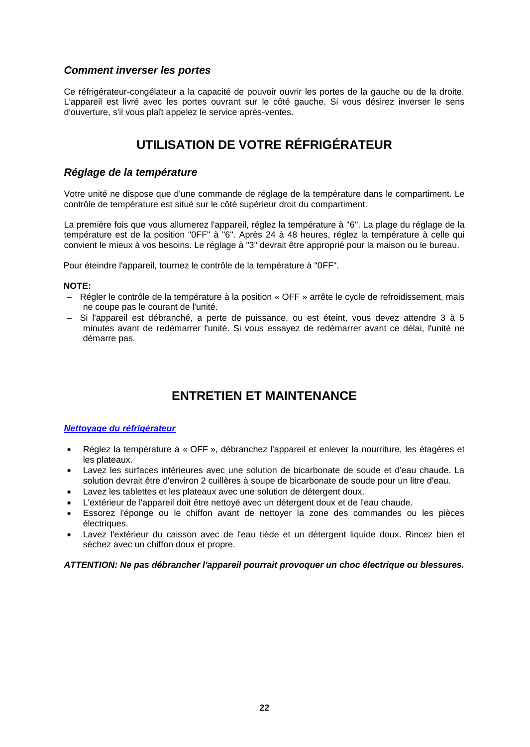### *Comment inverser les portes*

Ce réfrigérateur-congélateur a la capacité de pouvoir ouvrir les portes de la gauche ou de la droite. L'appareil est livré avec les portes ouvrant sur le côté gauche. Si vous désirez inverser le sens d'ouverture, s'il vous plaît appelez le service après-ventes.

## UTILISATION DE VOTRE RÉFRIGÉRATEUR

### *Réglage de la température*

Votre unité ne dispose que d'une commande de réglage de la température dans le compartiment. Le contrôle de température est situé sur le côté supérieur droit du compartiment.

La première fois que vous allumerez l'appareil, réglez la température à "6". La plage du réglage de la température est de la position "0FF" à "6". Après 24 à 48 heures, réglez la température à celle qui convient le mieux à vos besoins. Le réglage à "3" devrait être approprié pour la maison ou le bureau.

Pour éteindre l'appareil, tournez le contrôle de la température à "0FF".

**NOTE:**

- Régler le contrôle de la température à la position « OFF » arrête le cycle de refroidissement, mais ne coupe pas le courant de l'unité.
- Si l'appareil est débranché, a perte de puissance, ou est éteint, vous devez attendre 3 à 5 minutes avant de redémarrer l'unité. Si vous essayez de redémarrer avant ce délai, l'unité ne démarre pas.

## ENTRETIEN ET MAINTENANCE

***Nettoyage du réfrigérateur***

- Réglez la température à « OFF », débranchez l'appareil et enlever la nourriture, les étagères et les plateaux.
- Lavez les surfaces intérieures avec une solution de bicarbonate de soude et d'eau chaude. La solution devrait être d'environ 2 cuillères à soupe de bicarbonate de soude pour un litre d'eau.
- Lavez les tablettes et les plateaux avec une solution de détergent doux.
- L'extérieur de l'appareil doit être nettoyé avec un détergent doux et de l'eau chaude.
- Essorez l'éponge ou le chiffon avant de nettoyer la zone des commandes ou les pièces électriques.
- Lavez l'extérieur du caisson avec de l'eau tiède et un détergent liquide doux. Rincez bien et séchez avec un chiffon doux et propre.

***ATTENTION: Ne pas débrancher l'appareil pourrait provoquer un choc électrique ou blessures.***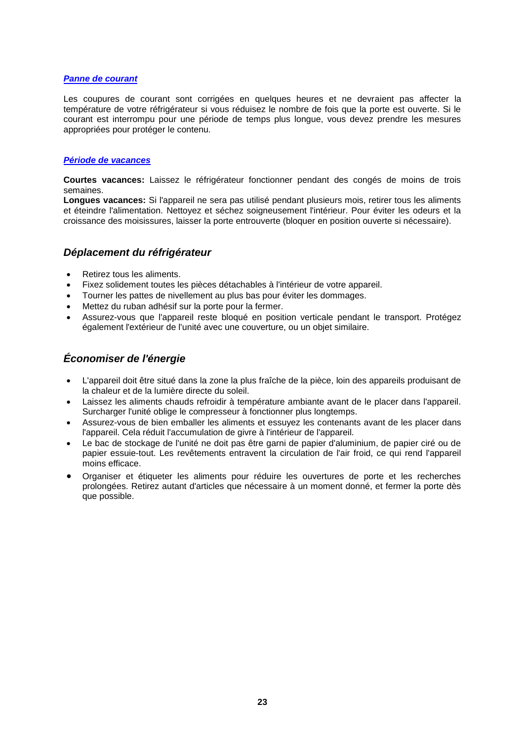#### ***Panne de courant***

Les coupures de courant sont corrigées en quelques heures et ne devraient pas affecter la température de votre réfrigérateur si vous réduisez le nombre de fois que la porte est ouverte. Si le courant est interrompu pour une période de temps plus longue, vous devez prendre les mesures appropriées pour protéger le contenu.

#### ***Période de vacances***

**Courtes vacances:** Laissez le réfrigérateur fonctionner pendant des congés de moins de trois semaines.
**Longues vacances:** Si l'appareil ne sera pas utilisé pendant plusieurs mois, retirer tous les aliments et éteindre l'alimentation. Nettoyez et séchez soigneusement l'intérieur. Pour éviter les odeurs et la croissance des moisissures, laisser la porte entrouverte (bloquer en position ouverte si nécessaire).

### *Déplacement du réfrigérateur*

- Retirez tous les aliments.
- Fixez solidement toutes les pièces détachables à l'intérieur de votre appareil.
- Tourner les pattes de nivellement au plus bas pour éviter les dommages.
- Mettez du ruban adhésif sur la porte pour la fermer.
- Assurez-vous que l'appareil reste bloqué en position verticale pendant le transport. Protégez également l'extérieur de l'unité avec une couverture, ou un objet similaire.

### *Économiser de l'énergie*

- L'appareil doit être situé dans la zone la plus fraîche de la pièce, loin des appareils produisant de la chaleur et de la lumière directe du soleil.
- Laissez les aliments chauds refroidir à température ambiante avant de le placer dans l'appareil. Surcharger l'unité oblige le compresseur à fonctionner plus longtemps.
- Assurez-vous de bien emballer les aliments et essuyez les contenants avant de les placer dans l'appareil. Cela réduit l'accumulation de givre à l'intérieur de l'appareil.
- Le bac de stockage de l'unité ne doit pas être garni de papier d'aluminium, de papier ciré ou de papier essuie-tout. Les revêtements entravent la circulation de l'air froid, ce qui rend l'appareil moins efficace.
- Organiser et étiqueter les aliments pour réduire les ouvertures de porte et les recherches prolongées. Retirez autant d'articles que nécessaire à un moment donné, et fermer la porte dès que possible.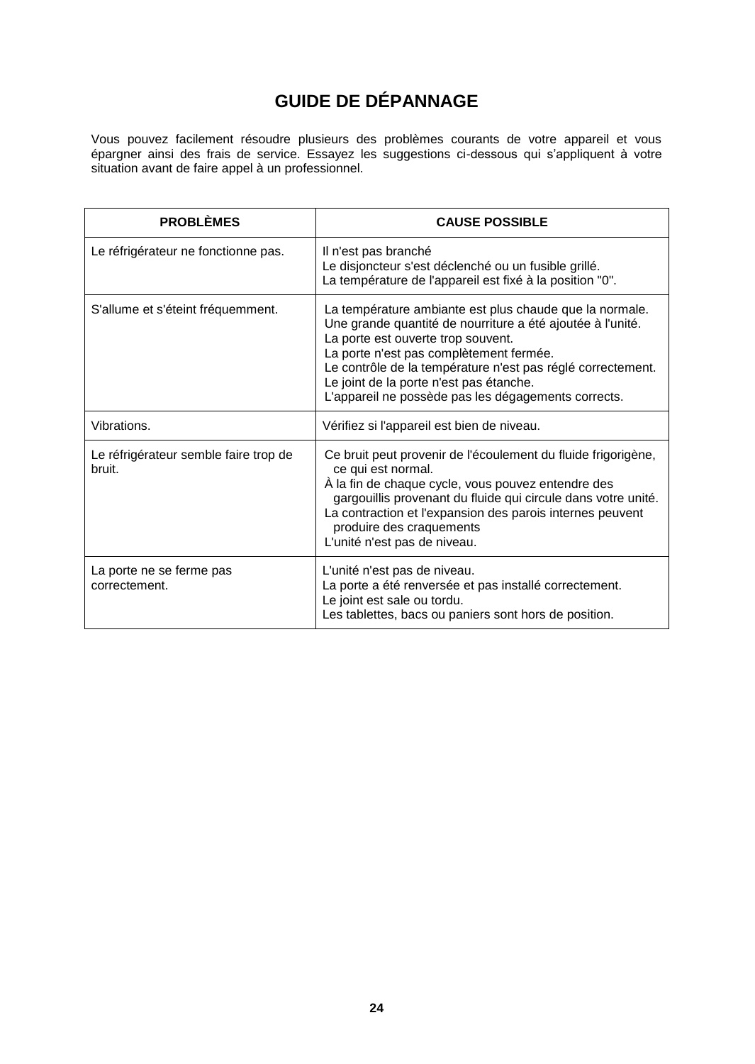# GUIDE DE DÉPANNAGE

Vous pouvez facilement résoudre plusieurs des problèmes courants de votre appareil et vous épargner ainsi des frais de service. Essayez les suggestions ci-dessous qui s'appliquent à votre situation avant de faire appel à un professionnel.

| PROBLÈMES | CAUSE POSSIBLE |
|---|---|
| Le réfrigérateur ne fonctionne pas. | Il n'est pas branché<br>Le disjoncteur s'est déclenché ou un fusible grillé.<br>La température de l'appareil est fixé à la position "0". |
| S'allume et s'éteint fréquemment. | La température ambiante est plus chaude que la normale.<br>Une grande quantité de nourriture a été ajoutée à l'unité.<br>La porte est ouverte trop souvent.<br>La porte n'est pas complètement fermée.<br>Le contrôle de la température n'est pas réglé correctement.<br>Le joint de la porte n'est pas étanche.<br>L'appareil ne possède pas les dégagements corrects. |
| Vibrations. | Vérifiez si l'appareil est bien de niveau. |
| Le réfrigérateur semble faire trop de bruit. | Ce bruit peut provenir de l'écoulement du fluide frigorigène, ce qui est normal.<br>À la fin de chaque cycle, vous pouvez entendre des gargouillis provenant du fluide qui circule dans votre unité.<br>La contraction et l'expansion des parois internes peuvent produire des craquements<br>L'unité n'est pas de niveau. |
| La porte ne se ferme pas correctement. | L'unité n'est pas de niveau.<br>La porte a été renversée et pas installé correctement.<br>Le joint est sale ou tordu.<br>Les tablettes, bacs ou paniers sont hors de position. |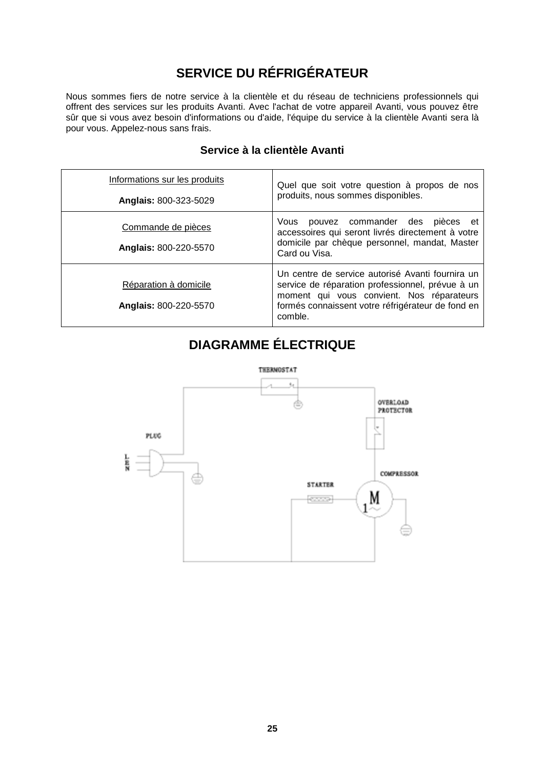# SERVICE DU RÉFRIGÉRATEUR

Nous sommes fiers de notre service à la clientèle et du réseau de techniciens professionnels qui offrent des services sur les produits Avanti. Avec l'achat de votre appareil Avanti, vous pouvez être sûr que si vous avez besoin d'informations ou d'aide, l'équipe du service à la clientèle Avanti sera là pour vous. Appelez-nous sans frais.

### Service à la clientèle Avanti

| | |
|---|---|
| Informations sur les produits<br><br>**Anglais:** 800-323-5029 | Quel que soit votre question à propos de nos produits, nous sommes disponibles. |
| Commande de pièces<br><br>**Anglais:** 800-220-5570 | Vous pouvez commander des pièces et accessoires qui seront livrés directement à votre domicile par chèque personnel, mandat, Master Card ou Visa. |
| Réparation à domicile<br><br>**Anglais:** 800-220-5570 | Un centre de service autorisé Avanti fournira un service de réparation professionnel, prévue à un moment qui vous convient. Nos réparateurs formés connaissent votre réfrigérateur de fond en comble. |

# DIAGRAMME ÉLECTRIQUE

THERMOSTAT

OVERLOAD PROTECTOR

PLUG

L E N

COMPRESSOR

STARTER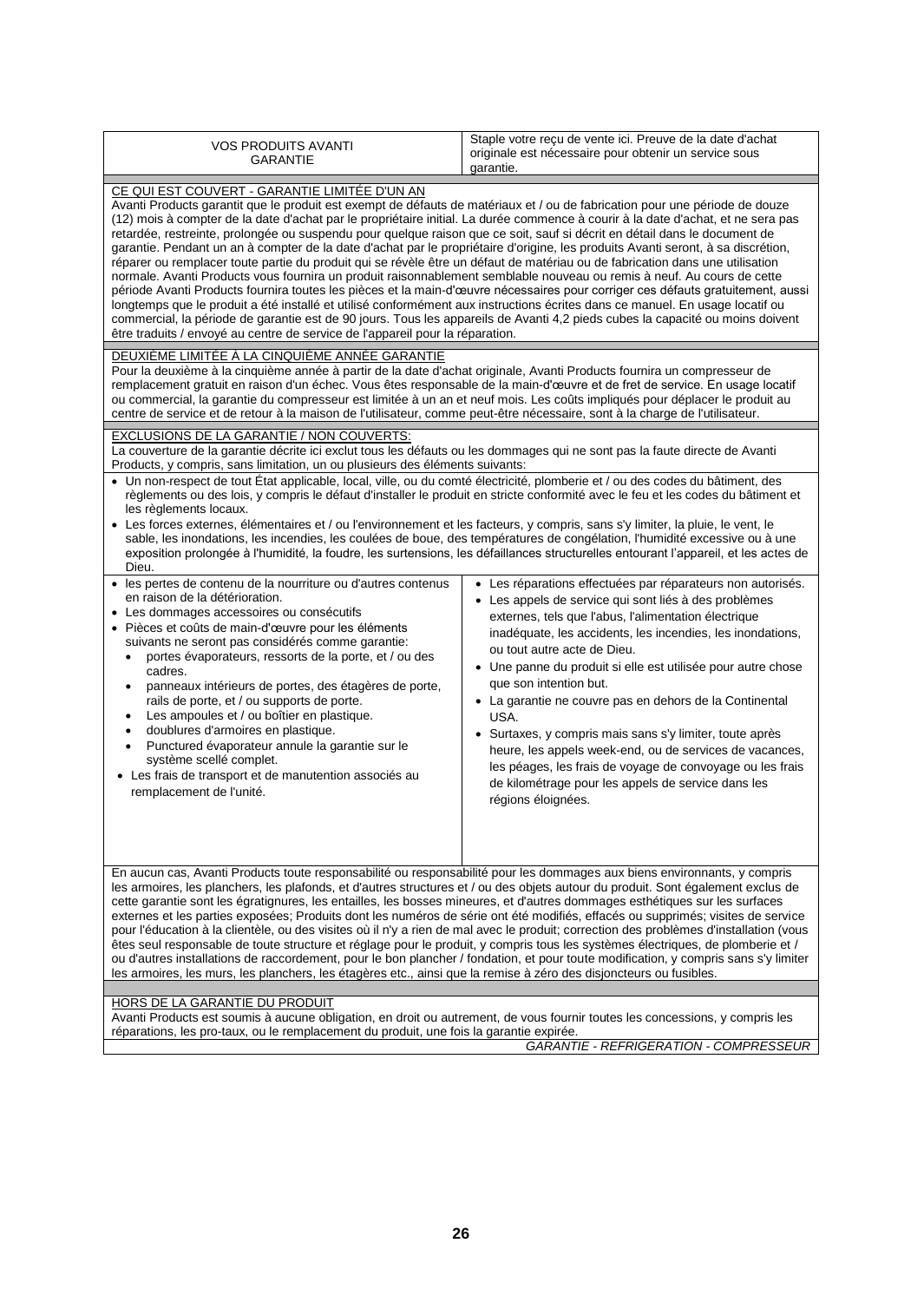| VOS PRODUITS AVANTI GARANTIE | Staple votre reçu de vente ici. Preuve de la date d'achat originale est nécessaire pour obtenir un service sous garantie. |
| --- | --- |

CE QUI EST COUVERT - GARANTIE LIMITÉE D'UN AN

Avanti Products garantit que le produit est exempt de défauts de matériaux et / ou de fabrication pour une période de douze (12) mois à compter de la date d'achat par le propriétaire initial. La durée commence à courir à la date d'achat, et ne sera pas retardée, restreinte, prolongée ou suspendu pour quelque raison que ce soit, sauf si décrit en détail dans le document de garantie. Pendant un an à compter de la date d'achat par le propriétaire d'origine, les produits Avanti seront, à sa discrétion, réparer ou remplacer toute partie du produit qui se révèle être un défaut de matériau ou de fabrication dans une utilisation normale. Avanti Products vous fournira un produit raisonnablement semblable nouveau ou remis à neuf. Au cours de cette période Avanti Products fournira toutes les pièces et la main-d'œuvre nécessaires pour corriger ces défauts gratuitement, aussi longtemps que le produit a été installé et utilisé conformément aux instructions écrites dans ce manuel. En usage locatif ou commercial, la période de garantie est de 90 jours. Tous les appareils de Avanti 4,2 pieds cubes la capacité ou moins doivent être traduits / envoyé au centre de service de l'appareil pour la réparation.

DEUXIÈME LIMITÉE À LA CINQUIÈME ANNÉE GARANTIE

Pour la deuxième à la cinquième année à partir de la date d'achat originale, Avanti Products fournira un compresseur de remplacement gratuit en raison d'un échec. Vous êtes responsable de la main-d'œuvre et de fret de service. En usage locatif ou commercial, la garantie du compresseur est limitée à un an et neuf mois. Les coûts impliqués pour déplacer le produit au centre de service et de retour à la maison de l'utilisateur, comme peut-être nécessaire, sont à la charge de l'utilisateur.

EXCLUSIONS DE LA GARANTIE / NON COUVERTS:

La couverture de la garantie décrite ici exclut tous les défauts ou les dommages qui ne sont pas la faute directe de Avanti Products, y compris, sans limitation, un ou plusieurs des éléments suivants:

- Un non-respect de tout État applicable, local, ville, ou du comté électricité, plomberie et / ou des codes du bâtiment, des règlements ou des lois, y compris le défaut d'installer le produit en stricte conformité avec le feu et les codes du bâtiment et les règlements locaux.
- Les forces externes, élémentaires et / ou l'environnement et les facteurs, y compris, sans s'y limiter, la pluie, le vent, le sable, les inondations, les incendies, les coulées de boue, des températures de congélation, l'humidité excessive ou à une exposition prolongée à l'humidité, la foudre, les surtensions, les défaillances structurelles entourant l'appareil, et les actes de Dieu.
- les pertes de contenu de la nourriture ou d'autres contenus en raison de la détérioration.
- Les dommages accessoires ou consécutifs
- Pièces et coûts de main-d'œuvre pour les éléments suivants ne seront pas considérés comme garantie:
  - portes évaporateurs, ressorts de la porte, et / ou des cadres.
  - panneaux intérieurs de portes, des étagères de porte, rails de porte, et / ou supports de porte.
  - Les ampoules et / ou boîtier en plastique.
  - doublures d'armoires en plastique.
  - Punctured évaporateur annule la garantie sur le système scellé complet.
- Les frais de transport et de manutention associés au remplacement de l'unité.
- Les réparations effectuées par réparateurs non autorisés.
- Les appels de service qui sont liés à des problèmes externes, tels que l'abus, l'alimentation électrique inadéquate, les accidents, les incendies, les inondations, ou tout autre acte de Dieu.
- Une panne du produit si elle est utilisée pour autre chose que son intention but.
- La garantie ne couvre pas en dehors de la Continental USA.
- Surtaxes, y compris mais sans s'y limiter, toute après heure, les appels week-end, ou de services de vacances, les péages, les frais de voyage de convoyage ou les frais de kilométrage pour les appels de service dans les régions éloignées.

En aucun cas, Avanti Products toute responsabilité ou responsabilité pour les dommages aux biens environnants, y compris les armoires, les planchers, les plafonds, et d'autres structures et / ou des objets autour du produit. Sont également exclus de cette garantie sont les égratignures, les entailles, les bosses mineures, et d'autres dommages esthétiques sur les surfaces externes et les parties exposées; Produits dont les numéros de série ont été modifiés, effacés ou supprimés; visites de service pour l'éducation à la clientèle, ou des visites où il n'y a rien de mal avec le produit; correction des problèmes d'installation (vous êtes seul responsable de toute structure et réglage pour le produit, y compris tous les systèmes électriques, de plomberie et / ou d'autres installations de raccordement, pour le bon plancher / fondation, et pour toute modification, y compris sans s'y limiter les armoires, les murs, les planchers, les étagères etc., ainsi que la remise à zéro des disjoncteurs ou fusibles.

HORS DE LA GARANTIE DU PRODUIT

Avanti Products est soumis à aucune obligation, en droit ou autrement, de vous fournir toutes les concessions, y compris les réparations, les pro-taux, ou le remplacement du produit, une fois la garantie expirée.

*GARANTIE - REFRIGERATION - COMPRESSEUR*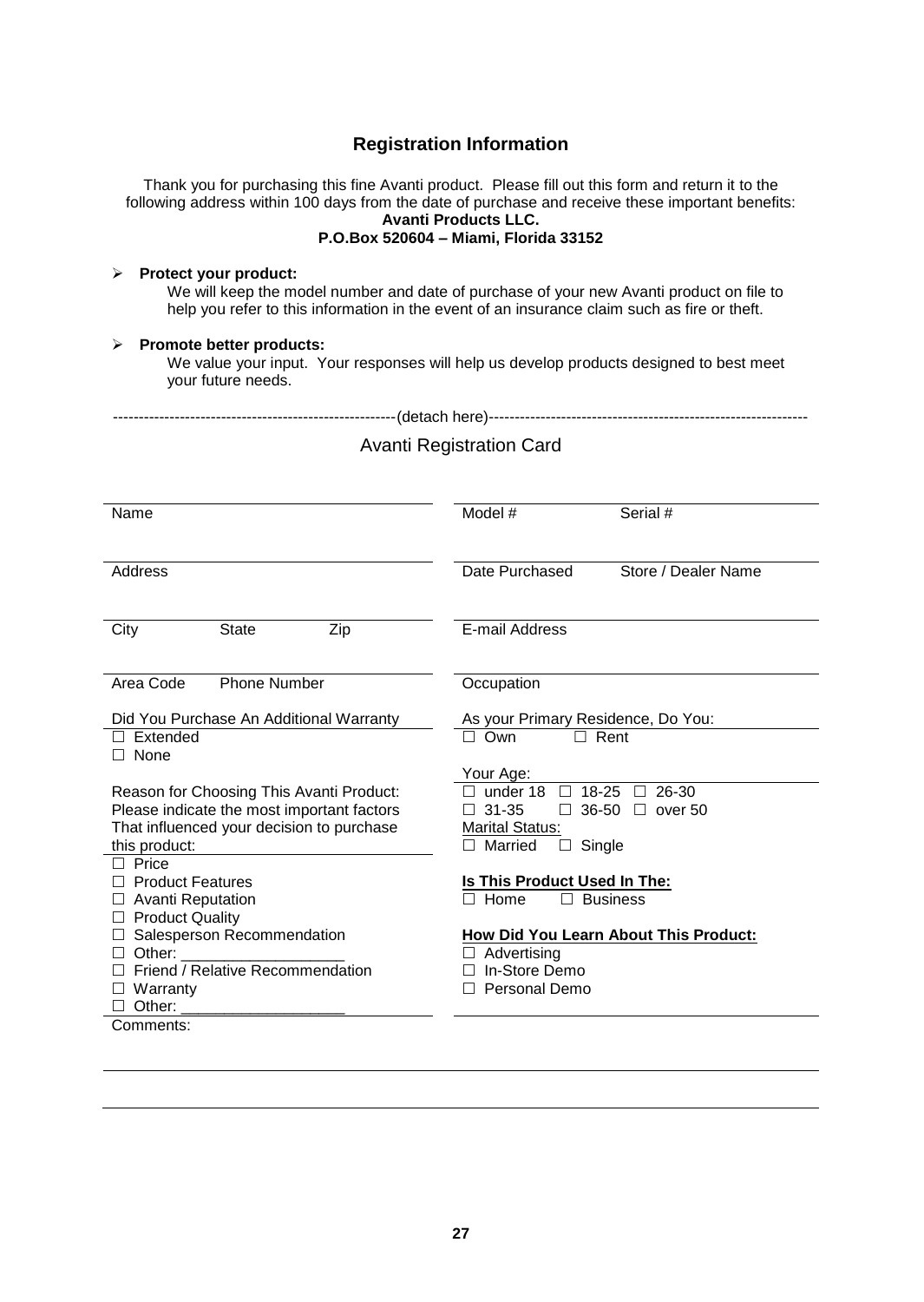## Registration Information

Thank you for purchasing this fine Avanti product. Please fill out this form and return it to the following address within 100 days from the date of purchase and receive these important benefits:

**Avanti Products LLC.**
**P.O.Box 520604 – Miami, Florida 33152**

- **Protect your product:**
  We will keep the model number and date of purchase of your new Avanti product on file to help you refer to this information in the event of an insurance claim such as fire or theft.

- **Promote better products:**
  We value your input. Your responses will help us develop products designed to best meet your future needs.

-------------------------------------------------------(detach here)-------------------------------------------------------------

### Avanti Registration Card

Name

Address

City State Zip

Area Code Phone Number

Did You Purchase An Additional Warranty

☐ Extended
☐ None

Reason for Choosing This Avanti Product: Please indicate the most important factors That influenced your decision to purchase this product:

☐ Price
☐ Product Features
☐ Avanti Reputation
☐ Product Quality
☐ Salesperson Recommendation
☐ Other: ___________________
☐ Friend / Relative Recommendation
☐ Warranty
☐ Other: ___________________

Model # Serial #

Date Purchased Store / Dealer Name

E-mail Address

Occupation

As your Primary Residence, Do You:

☐ Own ☐ Rent

Your Age:

☐ under 18 ☐ 18-25 ☐ 26-30
☐ 31-35 ☐ 36-50 ☐ over 50

Marital Status:

☐ Married ☐ Single

**Is This Product Used In The:**

☐ Home ☐ Business

**How Did You Learn About This Product:**

☐ Advertising
☐ In-Store Demo
☐ Personal Demo

Comments: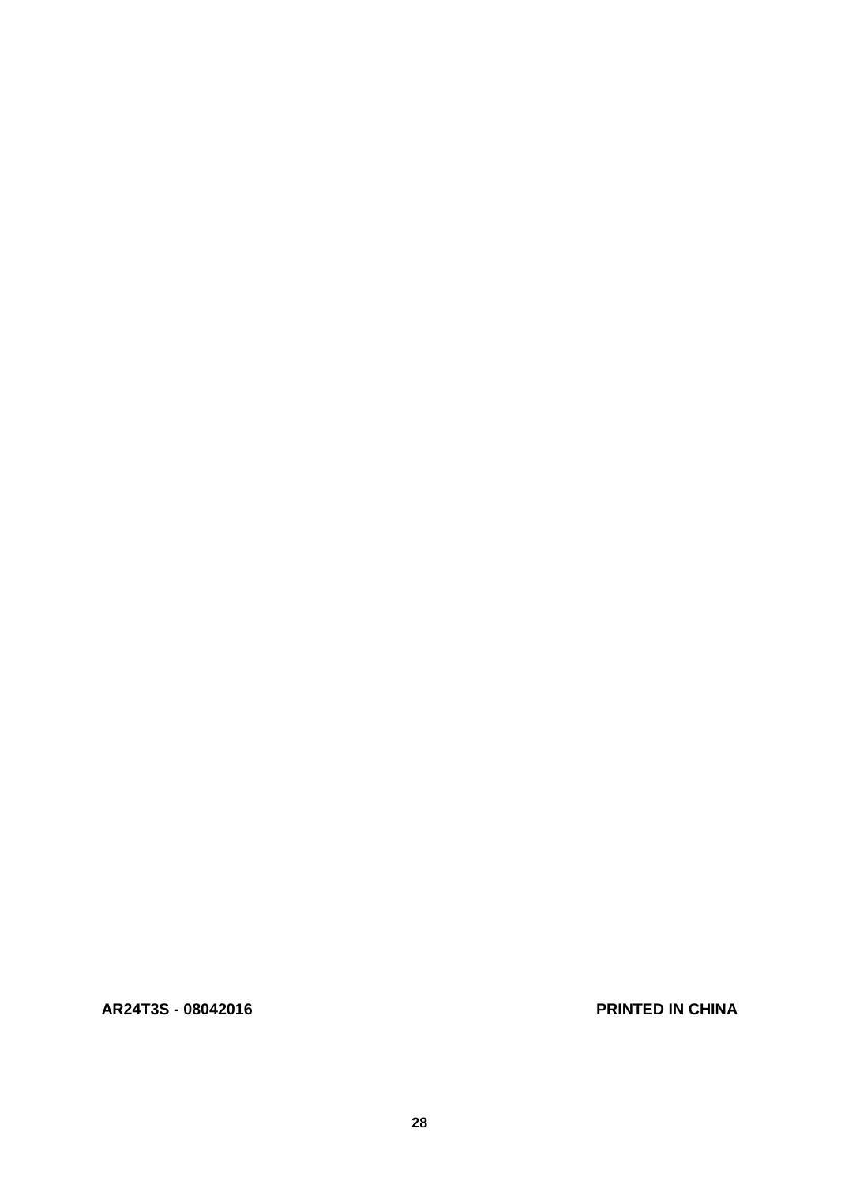**AR24T3S - 08042016** **PRINTED IN CHINA**